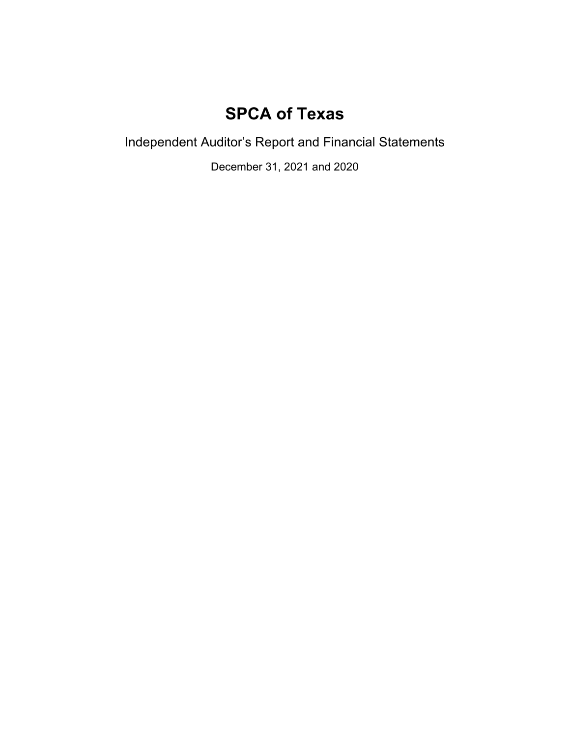# SPCA of Texas

Independent Auditor's Report and Financial Statements

December 31, 2021 and 2020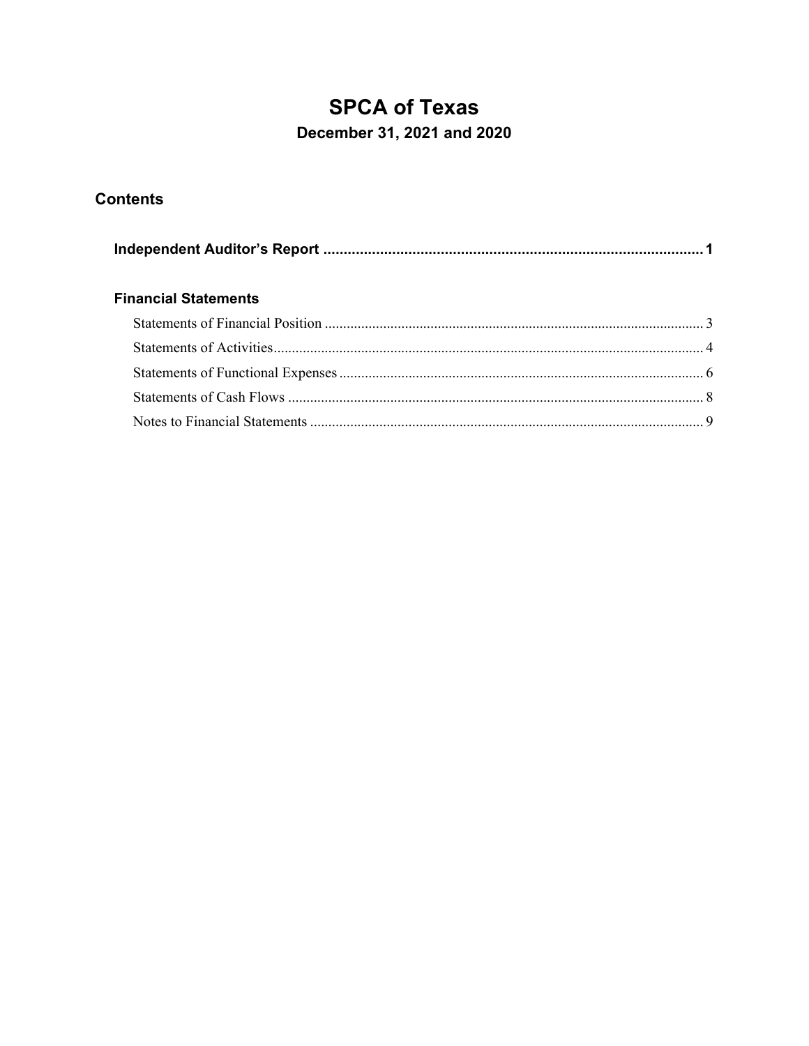# SPCA of Texas

## December 31, 2021 and 2020

### Contents

**Independent Auditor's Report** ............................................................................................... **1**

**Financial Statements**

Statements of Financial Position ....................................................................................................... 3

Statements of Activities..................................................................................................................... 4

Statements of Functional Expenses ................................................................................................... 6

Statements of Cash Flows ................................................................................................................. 8

Notes to Financial Statements ........................................................................................................... 9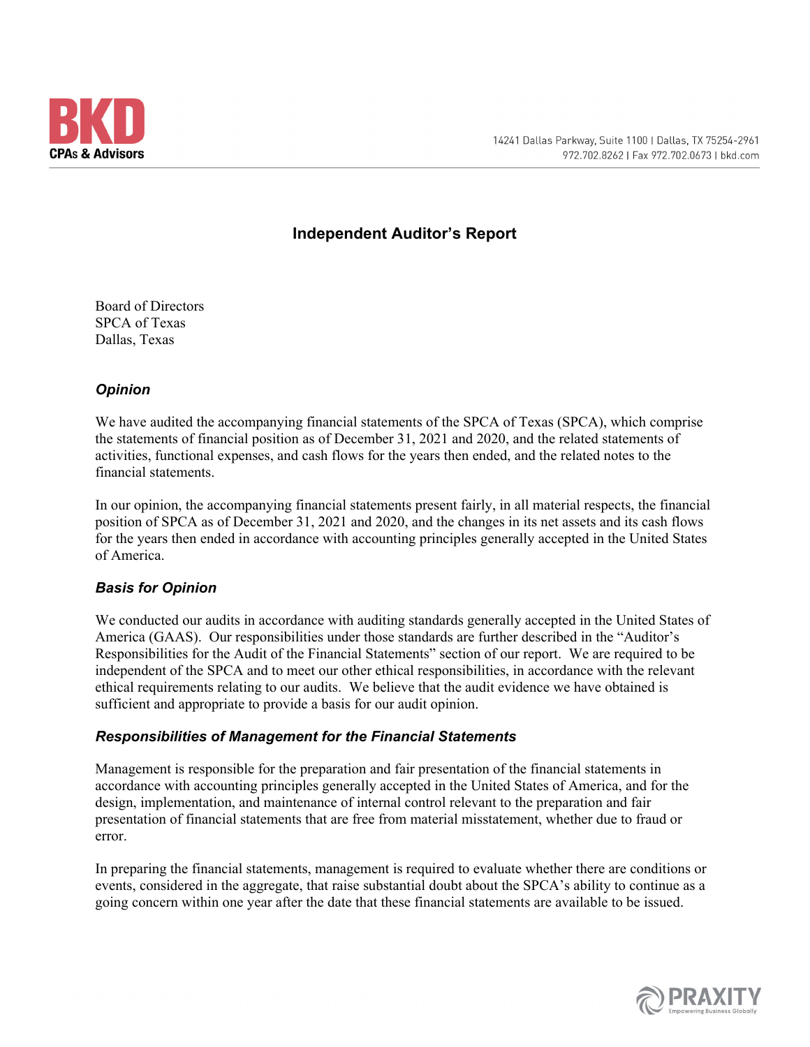BKD CPAs & Advisors

14241 Dallas Parkway, Suite 1100 | Dallas, TX 75254-2961
972.702.8262 | Fax 972.702.0673 | bkd.com

## Independent Auditor's Report

Board of Directors
SPCA of Texas
Dallas, Texas

### *Opinion*

We have audited the accompanying financial statements of the SPCA of Texas (SPCA), which comprise the statements of financial position as of December 31, 2021 and 2020, and the related statements of activities, functional expenses, and cash flows for the years then ended, and the related notes to the financial statements.

In our opinion, the accompanying financial statements present fairly, in all material respects, the financial position of SPCA as of December 31, 2021 and 2020, and the changes in its net assets and its cash flows for the years then ended in accordance with accounting principles generally accepted in the United States of America.

### *Basis for Opinion*

We conducted our audits in accordance with auditing standards generally accepted in the United States of America (GAAS). Our responsibilities under those standards are further described in the "Auditor's Responsibilities for the Audit of the Financial Statements" section of our report. We are required to be independent of the SPCA and to meet our other ethical responsibilities, in accordance with the relevant ethical requirements relating to our audits. We believe that the audit evidence we have obtained is sufficient and appropriate to provide a basis for our audit opinion.

### *Responsibilities of Management for the Financial Statements*

Management is responsible for the preparation and fair presentation of the financial statements in accordance with accounting principles generally accepted in the United States of America, and for the design, implementation, and maintenance of internal control relevant to the preparation and fair presentation of financial statements that are free from material misstatement, whether due to fraud or error.

In preparing the financial statements, management is required to evaluate whether there are conditions or events, considered in the aggregate, that raise substantial doubt about the SPCA's ability to continue as a going concern within one year after the date that these financial statements are available to be issued.

PRAXITY Empowering Business Globally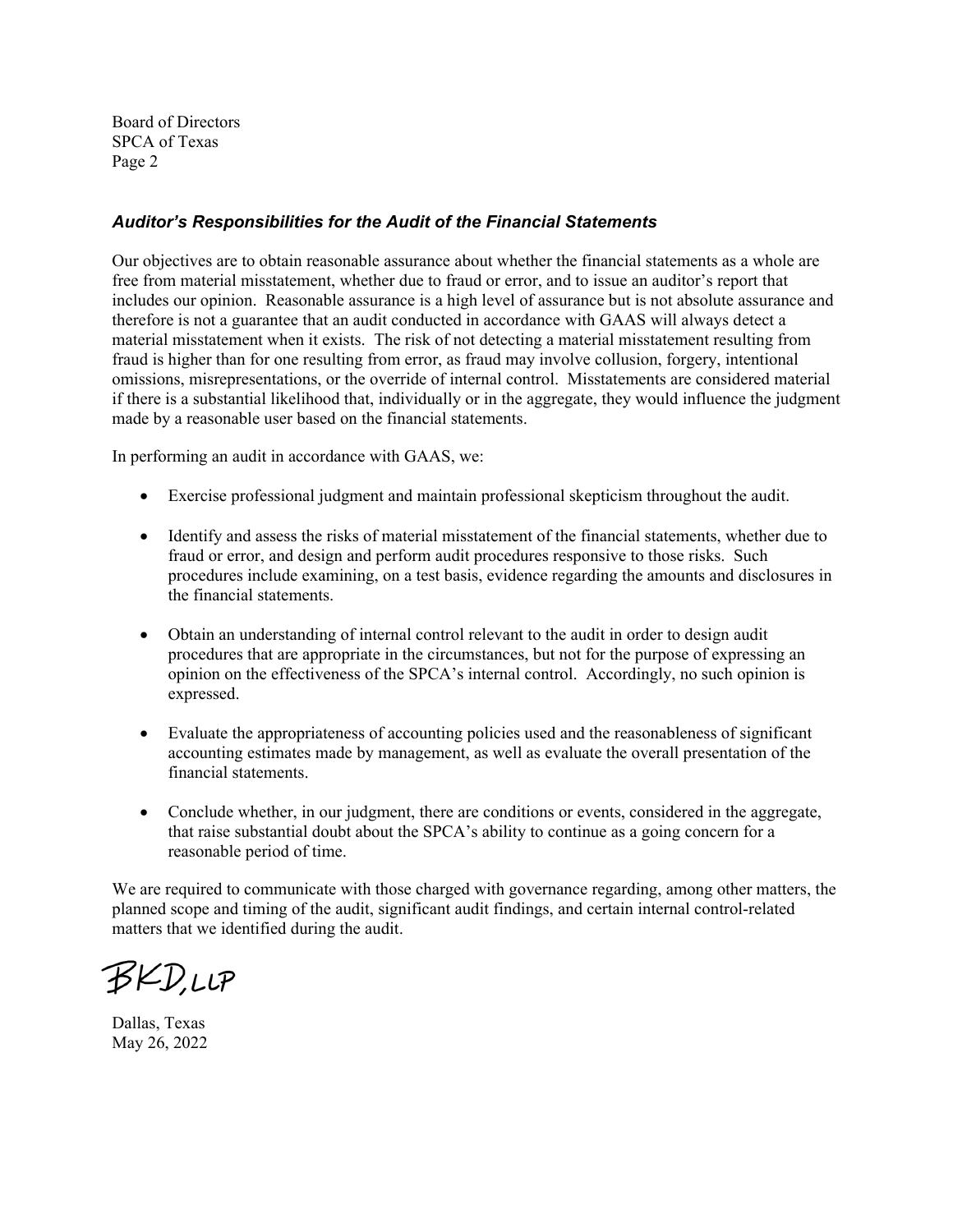Board of Directors
SPCA of Texas

### *Auditor's Responsibilities for the Audit of the Financial Statements*

Our objectives are to obtain reasonable assurance about whether the financial statements as a whole are free from material misstatement, whether due to fraud or error, and to issue an auditor's report that includes our opinion. Reasonable assurance is a high level of assurance but is not absolute assurance and therefore is not a guarantee that an audit conducted in accordance with GAAS will always detect a material misstatement when it exists. The risk of not detecting a material misstatement resulting from fraud is higher than for one resulting from error, as fraud may involve collusion, forgery, intentional omissions, misrepresentations, or the override of internal control. Misstatements are considered material if there is a substantial likelihood that, individually or in the aggregate, they would influence the judgment made by a reasonable user based on the financial statements.

In performing an audit in accordance with GAAS, we:

- Exercise professional judgment and maintain professional skepticism throughout the audit.
- Identify and assess the risks of material misstatement of the financial statements, whether due to fraud or error, and design and perform audit procedures responsive to those risks. Such procedures include examining, on a test basis, evidence regarding the amounts and disclosures in the financial statements.
- Obtain an understanding of internal control relevant to the audit in order to design audit procedures that are appropriate in the circumstances, but not for the purpose of expressing an opinion on the effectiveness of the SPCA's internal control. Accordingly, no such opinion is expressed.
- Evaluate the appropriateness of accounting policies used and the reasonableness of significant accounting estimates made by management, as well as evaluate the overall presentation of the financial statements.
- Conclude whether, in our judgment, there are conditions or events, considered in the aggregate, that raise substantial doubt about the SPCA's ability to continue as a going concern for a reasonable period of time.

We are required to communicate with those charged with governance regarding, among other matters, the planned scope and timing of the audit, significant audit findings, and certain internal control-related matters that we identified during the audit.

BKD, LLP

Dallas, Texas
May 26, 2022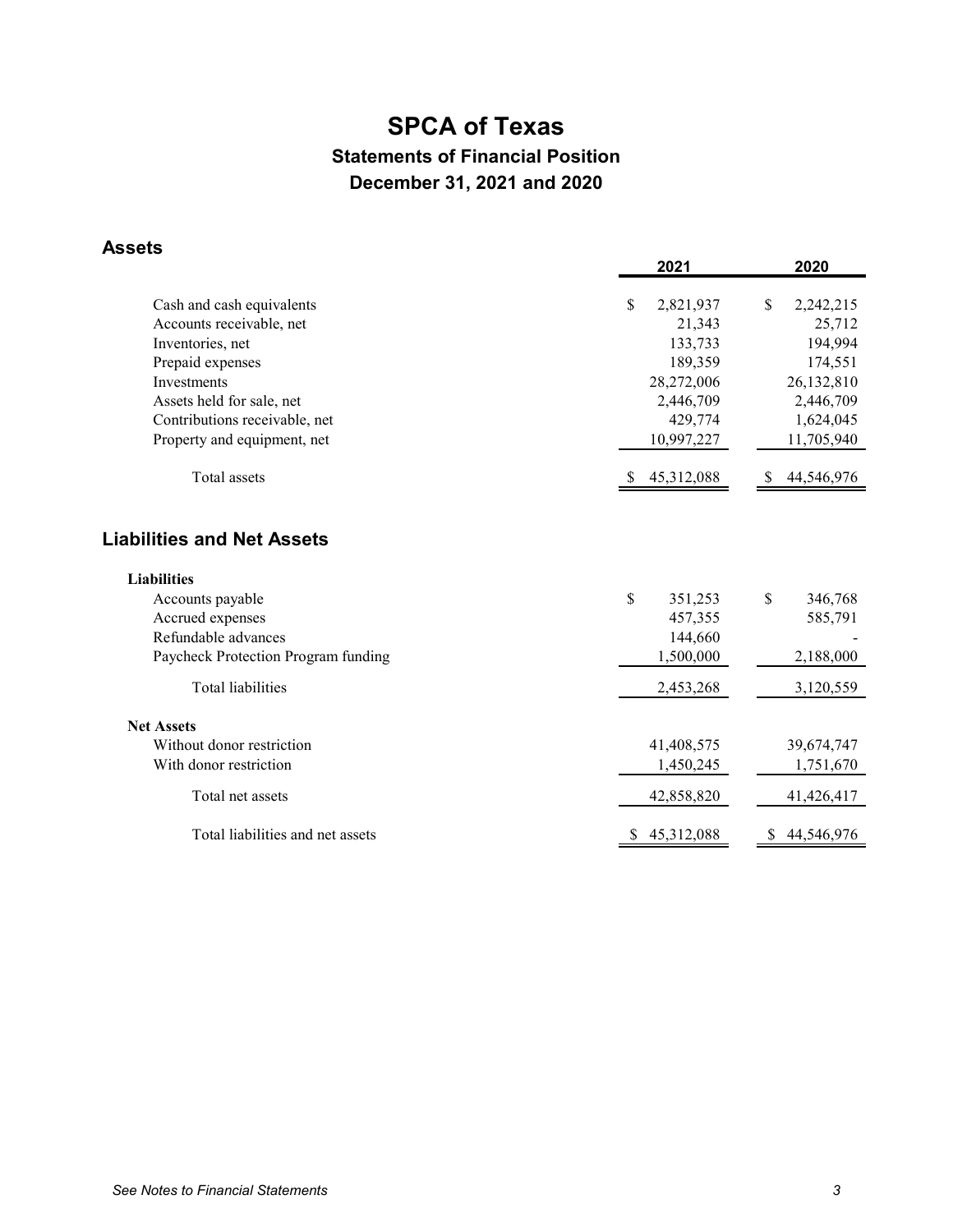# SPCA of Texas

## Statements of Financial Position

## December 31, 2021 and 2020

### Assets

| | 2021 | 2020 |
|---|---|---|
| Cash and cash equivalents | $ 2,821,937 | $ 2,242,215 |
| Accounts receivable, net | 21,343 | 25,712 |
| Inventories, net | 133,733 | 194,994 |
| Prepaid expenses | 189,359 | 174,551 |
| Investments | 28,272,006 | 26,132,810 |
| Assets held for sale, net | 2,446,709 | 2,446,709 |
| Contributions receivable, net | 429,774 | 1,624,045 |
| Property and equipment, net | 10,997,227 | 11,705,940 |
| Total assets | $ 45,312,088 | $ 44,546,976 |

### Liabilities and Net Assets

| | 2021 | 2020 |
|---|---|---|
| **Liabilities** | | |
| Accounts payable | $ 351,253 | $ 346,768 |
| Accrued expenses | 457,355 | 585,791 |
| Refundable advances | 144,660 | - |
| Paycheck Protection Program funding | 1,500,000 | 2,188,000 |
| Total liabilities | 2,453,268 | 3,120,559 |
| **Net Assets** | | |
| Without donor restriction | 41,408,575 | 39,674,747 |
| With donor restriction | 1,450,245 | 1,751,670 |
| Total net assets | 42,858,820 | 41,426,417 |
| Total liabilities and net assets | $ 45,312,088 | $ 44,546,976 |

*See Notes to Financial Statements*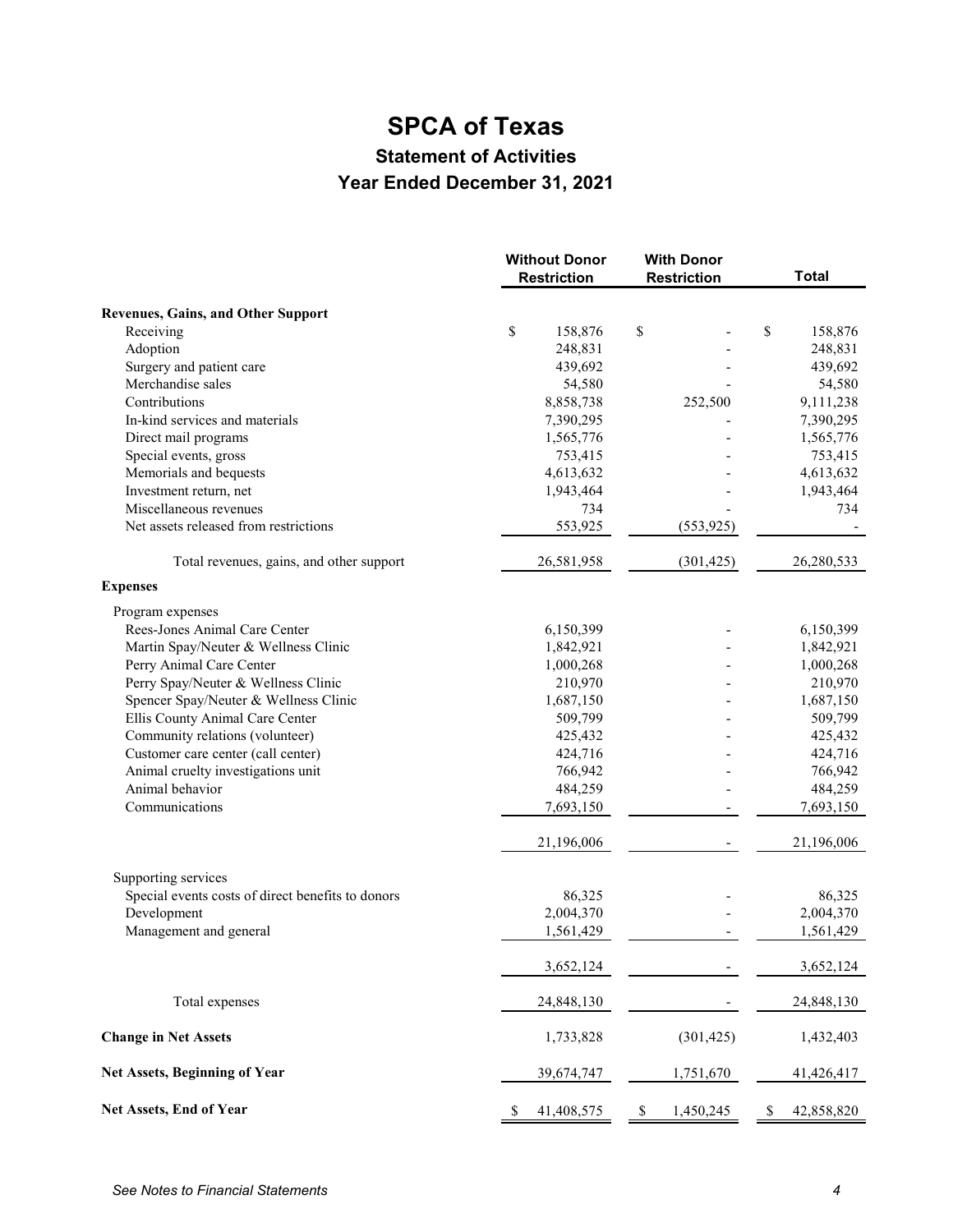# SPCA of Texas

## Statement of Activities

### Year Ended December 31, 2021

| | Without Donor Restriction | With Donor Restriction | Total |
|---|---|---|---|
| **Revenues, Gains, and Other Support** | | | |
| Receiving | $ 158,876 | $ - | $ 158,876 |
| Adoption | 248,831 | - | 248,831 |
| Surgery and patient care | 439,692 | - | 439,692 |
| Merchandise sales | 54,580 | - | 54,580 |
| Contributions | 8,858,738 | 252,500 | 9,111,238 |
| In-kind services and materials | 7,390,295 | - | 7,390,295 |
| Direct mail programs | 1,565,776 | - | 1,565,776 |
| Special events, gross | 753,415 | - | 753,415 |
| Memorials and bequests | 4,613,632 | - | 4,613,632 |
| Investment return, net | 1,943,464 | - | 1,943,464 |
| Miscellaneous revenues | 734 | - | 734 |
| Net assets released from restrictions | 553,925 | (553,925) | - |
| Total revenues, gains, and other support | 26,581,958 | (301,425) | 26,280,533 |
| **Expenses** | | | |
| Program expenses | | | |
| Rees-Jones Animal Care Center | 6,150,399 | - | 6,150,399 |
| Martin Spay/Neuter & Wellness Clinic | 1,842,921 | - | 1,842,921 |
| Perry Animal Care Center | 1,000,268 | - | 1,000,268 |
| Perry Spay/Neuter & Wellness Clinic | 210,970 | - | 210,970 |
| Spencer Spay/Neuter & Wellness Clinic | 1,687,150 | - | 1,687,150 |
| Ellis County Animal Care Center | 509,799 | - | 509,799 |
| Community relations (volunteer) | 425,432 | - | 425,432 |
| Customer care center (call center) | 424,716 | - | 424,716 |
| Animal cruelty investigations unit | 766,942 | - | 766,942 |
| Animal behavior | 484,259 | - | 484,259 |
| Communications | 7,693,150 | - | 7,693,150 |
| | 21,196,006 | - | 21,196,006 |
| Supporting services | | | |
| Special events costs of direct benefits to donors | 86,325 | - | 86,325 |
| Development | 2,004,370 | - | 2,004,370 |
| Management and general | 1,561,429 | - | 1,561,429 |
| | 3,652,124 | - | 3,652,124 |
| Total expenses | 24,848,130 | - | 24,848,130 |
| **Change in Net Assets** | 1,733,828 | (301,425) | 1,432,403 |
| **Net Assets, Beginning of Year** | 39,674,747 | 1,751,670 | 41,426,417 |
| **Net Assets, End of Year** | $ 41,408,575 | $ 1,450,245 | $ 42,858,820 |

*See Notes to Financial Statements*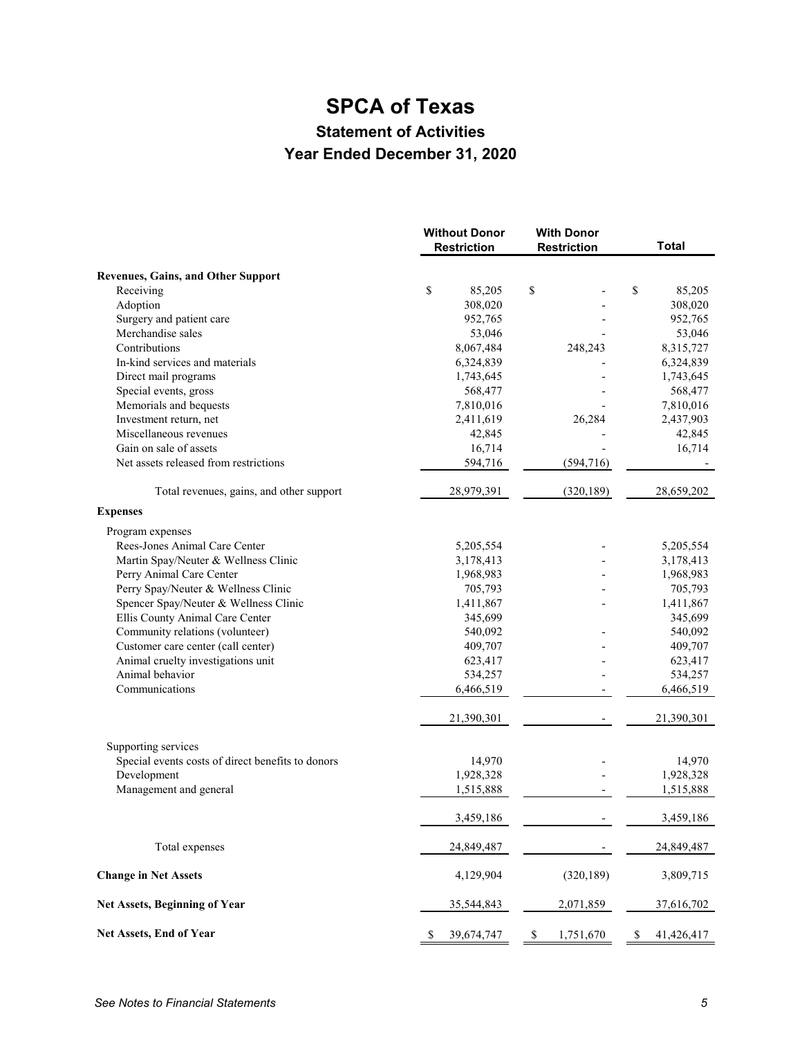# SPCA of Texas

## Statement of Activities

## Year Ended December 31, 2020

| | Without Donor Restriction | With Donor Restriction | Total |
|---|---|---|---|
| **Revenues, Gains, and Other Support** | | | |
| Receiving | $ 85,205 | $ - | $ 85,205 |
| Adoption | 308,020 | - | 308,020 |
| Surgery and patient care | 952,765 | - | 952,765 |
| Merchandise sales | 53,046 | - | 53,046 |
| Contributions | 8,067,484 | 248,243 | 8,315,727 |
| In-kind services and materials | 6,324,839 | - | 6,324,839 |
| Direct mail programs | 1,743,645 | - | 1,743,645 |
| Special events, gross | 568,477 | - | 568,477 |
| Memorials and bequests | 7,810,016 | - | 7,810,016 |
| Investment return, net | 2,411,619 | 26,284 | 2,437,903 |
| Miscellaneous revenues | 42,845 | - | 42,845 |
| Gain on sale of assets | 16,714 | - | 16,714 |
| Net assets released from restrictions | 594,716 | (594,716) | - |
| Total revenues, gains, and other support | 28,979,391 | (320,189) | 28,659,202 |
| **Expenses** | | | |
| Program expenses | | | |
| Rees-Jones Animal Care Center | 5,205,554 | - | 5,205,554 |
| Martin Spay/Neuter & Wellness Clinic | 3,178,413 | - | 3,178,413 |
| Perry Animal Care Center | 1,968,983 | - | 1,968,983 |
| Perry Spay/Neuter & Wellness Clinic | 705,793 | - | 705,793 |
| Spencer Spay/Neuter & Wellness Clinic | 1,411,867 | - | 1,411,867 |
| Ellis County Animal Care Center | 345,699 | | 345,699 |
| Community relations (volunteer) | 540,092 | - | 540,092 |
| Customer care center (call center) | 409,707 | - | 409,707 |
| Animal cruelty investigations unit | 623,417 | - | 623,417 |
| Animal behavior | 534,257 | - | 534,257 |
| Communications | 6,466,519 | - | 6,466,519 |
| | 21,390,301 | - | 21,390,301 |
| Supporting services | | | |
| Special events costs of direct benefits to donors | 14,970 | - | 14,970 |
| Development | 1,928,328 | - | 1,928,328 |
| Management and general | 1,515,888 | - | 1,515,888 |
| | 3,459,186 | - | 3,459,186 |
| Total expenses | 24,849,487 | - | 24,849,487 |
| **Change in Net Assets** | 4,129,904 | (320,189) | 3,809,715 |
| **Net Assets, Beginning of Year** | 35,544,843 | 2,071,859 | 37,616,702 |
| **Net Assets, End of Year** | $ 39,674,747 | $ 1,751,670 | $ 41,426,417 |

*See Notes to Financial Statements*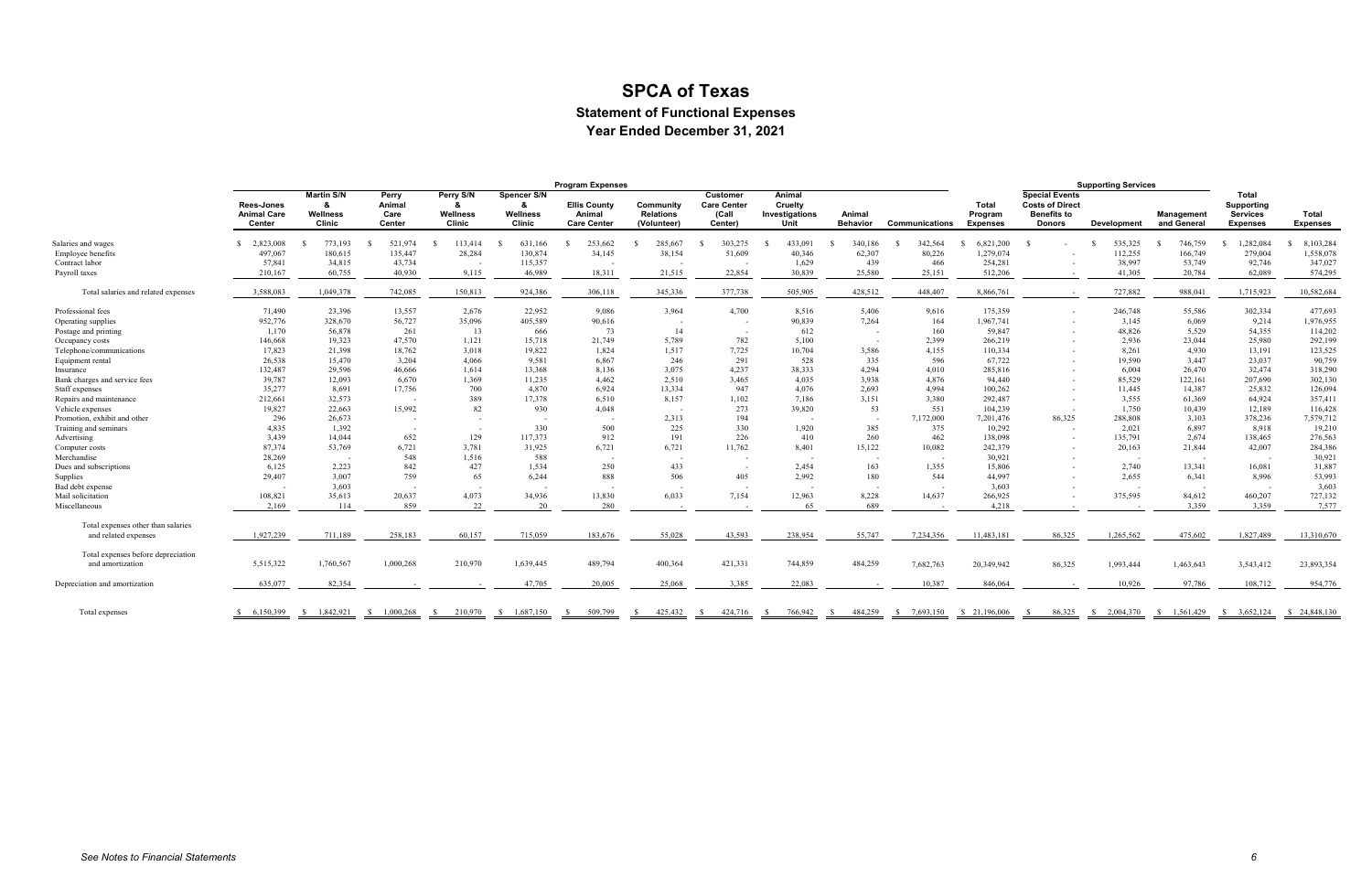# SPCA of Texas

## Statement of Functional Expenses

### Year Ended December 31, 2021

| | Program Expenses | | | | | | | | | | | | Supporting Services | | | | |
|---|---|---|---|---|---|---|---|---|---|---|---|---|---|---|---|---|---|
| | Rees-Jones Animal Care Center | Martin S/N & Wellness Clinic | Perry Animal Care Center | Perry S/N & Wellness Clinic | Spencer S/N & Wellness Clinic | Ellis County Animal Care Center | Community Relations (Volunteer) | Customer Care Center (Call Center) | Animal Cruelty Investigations Unit | Animal Behavior | Communications | Total Program Expenses | Special Events Costs of Direct Benefits to Donors | Development | Management and General | Total Supporting Services Expenses | Total Expenses |
| Salaries and wages | $ 2,823,008 | $ 773,193 | $ 521,974 | $ 113,414 | $ 631,166 | $ 253,662 | $ 285,667 | $ 303,275 | $ 433,091 | $ 340,186 | $ 342,564 | $ 6,821,200 | $ - | $ 535,325 | $ 746,759 | $ 1,282,084 | $ 8,103,284 |
| Employee benefits | 497,067 | 180,615 | 135,447 | 28,284 | 130,874 | 34,145 | 38,154 | 51,609 | 40,346 | 62,307 | 80,226 | 1,279,074 | - | 112,255 | 166,749 | 279,004 | 1,558,078 |
| Contract labor | 57,841 | 34,815 | 43,734 | - | 115,357 | - | - | - | 1,629 | 439 | 466 | 254,281 | - | 38,997 | 53,749 | 92,746 | 347,027 |
| Payroll taxes | 210,167 | 60,755 | 40,930 | 9,115 | 46,989 | 18,311 | 21,515 | 22,854 | 30,839 | 25,580 | 25,151 | 512,206 | - | 41,305 | 20,784 | 62,089 | 574,295 |
| Total salaries and related expenses | 3,588,083 | 1,049,378 | 742,085 | 150,813 | 924,386 | 306,118 | 345,336 | 377,738 | 505,905 | 428,512 | 448,407 | 8,866,761 | - | 727,882 | 988,041 | 1,715,923 | 10,582,684 |
| Professional fees | 71,490 | 23,396 | 13,557 | 2,676 | 22,952 | 9,086 | 3,964 | 4,700 | 8,516 | 5,406 | 9,616 | 175,359 | - | 246,748 | 55,586 | 302,334 | 477,693 |
| Operating supplies | 952,776 | 328,670 | 56,727 | 35,096 | 405,589 | 90,616 | - | - | 90,839 | 7,264 | 164 | 1,967,741 | - | 3,145 | 6,069 | 9,214 | 1,976,955 |
| Postage and printing | 1,170 | 56,878 | 261 | 13 | 666 | 73 | 14 | - | 612 | - | 160 | 59,847 | - | 48,826 | 5,529 | 54,355 | 114,202 |
| Occupancy costs | 146,668 | 19,323 | 47,570 | 1,121 | 15,718 | 21,749 | 5,789 | 782 | 5,100 | - | 2,399 | 266,219 | - | 2,936 | 23,044 | 25,980 | 292,199 |
| Telephone/communications | 17,823 | 21,398 | 18,762 | 3,018 | 19,822 | 1,824 | 1,517 | 7,725 | 10,704 | 3,586 | 4,155 | 110,334 | - | 8,261 | 4,930 | 13,191 | 123,525 |
| Equipment rental | 26,538 | 15,470 | 3,204 | 4,066 | 9,581 | 6,867 | 246 | 291 | 528 | 335 | 596 | 67,722 | - | 19,590 | 3,447 | 23,037 | 90,759 |
| Insurance | 132,487 | 29,596 | 46,666 | 1,614 | 13,368 | 8,136 | 3,075 | 4,237 | 38,333 | 4,294 | 4,010 | 285,816 | - | 6,004 | 26,470 | 32,474 | 318,290 |
| Bank charges and service fees | 39,787 | 12,093 | 6,670 | 1,369 | 11,235 | 4,462 | 2,510 | 3,465 | 4,035 | 3,938 | 4,876 | 94,440 | - | 85,529 | 122,161 | 207,690 | 302,130 |
| Staff expenses | 35,277 | 8,691 | 17,756 | 700 | 4,870 | 6,924 | 13,334 | 947 | 4,076 | 2,693 | 4,994 | 100,262 | - | 11,445 | 14,387 | 25,832 | 126,094 |
| Repairs and maintenance | 212,661 | 32,573 | - | 389 | 17,378 | 6,510 | 8,157 | 1,102 | 7,186 | 3,151 | 3,380 | 292,487 | - | 3,555 | 61,369 | 64,924 | 357,411 |
| Vehicle expenses | 19,827 | 22,663 | 15,992 | 82 | 930 | 4,048 | - | 273 | 39,820 | 53 | 551 | 104,239 | - | 1,750 | 10,439 | 12,189 | 116,428 |
| Promotion, exhibit and other | 296 | 26,673 | - | - | - | - | 2,313 | 194 | - | - | 7,172,000 | 7,201,476 | 86,325 | 288,808 | 3,103 | 378,236 | 7,579,712 |
| Training and seminars | 4,835 | 1,392 | - | - | 330 | 500 | 225 | 330 | 1,920 | 385 | 375 | 10,292 | - | 2,021 | 6,897 | 8,918 | 19,210 |
| Advertising | 3,439 | 14,044 | 652 | 129 | 117,373 | 912 | 191 | 226 | 410 | 260 | 462 | 138,098 | - | 135,791 | 2,674 | 138,465 | 276,563 |
| Computer costs | 87,374 | 53,769 | 6,721 | 3,781 | 31,925 | 6,721 | 6,721 | 11,762 | 8,401 | 15,122 | 10,082 | 242,379 | - | 20,163 | 21,844 | 42,007 | 284,386 |
| Merchandise | 28,269 | - | 548 | 1,516 | 588 | - | - | - | - | - | - | 30,921 | - | - | - | - | 30,921 |
| Dues and subscriptions | 6,125 | 2,223 | 842 | 427 | 1,534 | 250 | 433 | - | 2,454 | 163 | 1,355 | 15,806 | - | 2,740 | 13,341 | 16,081 | 31,887 |
| Supplies | 29,407 | 3,007 | 759 | 65 | 6,244 | 888 | 506 | 405 | 2,992 | 180 | 544 | 44,997 | - | 2,655 | 6,341 | 8,996 | 53,993 |
| Bad debt expense | - | 3,603 | - | - | - | - | - | - | - | - | - | 3,603 | - | - | - | - | 3,603 |
| Mail solicitation | 108,821 | 35,613 | 20,637 | 4,073 | 34,936 | 13,830 | 6,033 | 7,154 | 12,963 | 8,228 | 14,637 | 266,925 | - | 375,595 | 84,612 | 460,207 | 727,132 |
| Miscellaneous | 2,169 | 114 | 859 | 22 | 20 | 280 | - | - | 65 | 689 | - | 4,218 | - | - | 3,359 | 3,359 | 7,577 |
| Total expenses other than salaries and related expenses | 1,927,239 | 711,189 | 258,183 | 60,157 | 715,059 | 183,676 | 55,028 | 43,593 | 238,954 | 55,747 | 7,234,356 | 11,483,181 | 86,325 | 1,265,562 | 475,602 | 1,827,489 | 13,310,670 |
| Total expenses before depreciation and amortization | 5,515,322 | 1,760,567 | 1,000,268 | 210,970 | 1,639,445 | 489,794 | 400,364 | 421,331 | 744,859 | 484,259 | 7,682,763 | 20,349,942 | 86,325 | 1,993,444 | 1,463,643 | 3,543,412 | 23,893,354 |
| Depreciation and amortization | 635,077 | 82,354 | - | - | 47,705 | 20,005 | 25,068 | 3,385 | 22,083 | - | 10,387 | 846,064 | - | 10,926 | 97,786 | 108,712 | 954,776 |
| Total expenses | $ 6,150,399 | $ 1,842,921 | $ 1,000,268 | $ 210,970 | $ 1,687,150 | $ 509,799 | $ 425,432 | $ 424,716 | $ 766,942 | $ 484,259 | $ 7,693,150 | $ 21,196,006 | $ 86,325 | $ 2,004,370 | $ 1,561,429 | $ 3,652,124 | $ 24,848,130 |

*See Notes to Financial Statements*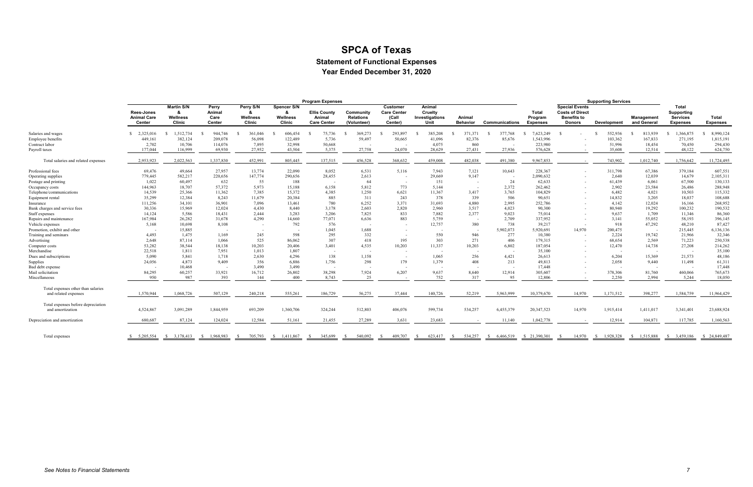# SPCA of Texas

## Statement of Functional Expenses

### Year Ended December 31, 2020

| | Program Expenses | | | | | | | | | | | | Supporting Services | | | | |
|---|---|---|---|---|---|---|---|---|---|---|---|---|---|---|---|---|---|
| | Rees-Jones Animal Care Center | Martin S/N & Wellness Clinic | Perry Animal Care Center | Perry S/N & Wellness Clinic | Spencer S/N & Wellness Clinic | Ellis County Animal Care Center | Community Relations (Volunteer) | Customer Care Center (Call Center) | Animal Cruelty Investigations Unit | Animal Behavior | Communications | Total Program Expenses | Special Events Costs of Direct Benefits to Donors | Development | Management and General | Total Supporting Services Expenses | Total Expenses |
| Salaries and wages | $ 2,325,016 | $ 1,512,734 | $ 944,746 | $ 361,046 | $ 606,454 | $ 75,736 | $ 369,273 | $ 293,897 | $ 385,208 | $ 371,371 | $ 377,768 | $ 7,623,249 | $ - | $ 552,936 | $ 813,939 | $ 1,366,875 | $ 8,990,124 |
| Employee benefits | 449,161 | 382,124 | 209,078 | 56,098 | 122,489 | 5,736 | 59,497 | 50,665 | 41,096 | 82,376 | 85,676 | 1,543,996 | - | 103,362 | 167,833 | 271,195 | 1,815,191 |
| Contract labor | 2,702 | 10,706 | 114,076 | 7,895 | 32,998 | 50,668 | - | - | 4,075 | 860 | - | 223,980 | - | 51,996 | 18,454 | 70,450 | 294,430 |
| Payroll taxes | 177,044 | 116,999 | 69,930 | 27,952 | 43,504 | 5,375 | 27,758 | 24,070 | 28,629 | 27,431 | 27,936 | 576,628 | - | 35,608 | 12,514 | 48,122 | 624,750 |
| Total salaries and related expenses | 2,953,923 | 2,022,563 | 1,337,830 | 452,991 | 805,445 | 137,515 | 456,528 | 368,632 | 459,008 | 482,038 | 491,380 | 9,967,853 | - | 743,902 | 1,012,740 | 1,756,642 | 11,724,495 |
| Professional fees | 69,476 | 49,664 | 27,957 | 13,774 | 22,090 | 8,052 | 6,531 | 5,116 | 7,943 | 7,121 | 10,643 | 228,367 | - | 311,798 | 67,386 | 379,184 | 607,551 |
| Operating supplies | 779,445 | 582,217 | 220,656 | 147,774 | 290,656 | 28,455 | 2,613 | - | 29,669 | 9,147 | - | 2,090,632 | - | 2,640 | 12,039 | 14,679 | 2,105,311 |
| Postage and printing | 1,022 | 60,497 | 632 | 55 | 188 | - | 64 | - | 151 | - | 24 | 62,633 | - | 61,439 | 6,061 | 67,500 | 130,133 |
| Occupancy costs | 144,963 | 18,707 | 57,372 | 5,973 | 15,188 | 6,158 | 5,812 | 773 | 5,144 | - | 2,372 | 262,462 | - | 2,902 | 23,584 | 26,486 | 288,948 |
| Telephone/communications | 14,539 | 25,366 | 11,362 | 7,385 | 15,372 | 4,385 | 1,250 | 6,621 | 11,367 | 3,417 | 3,765 | 104,829 | - | 6,482 | 4,021 | 10,503 | 115,332 |
| Equipment rental | 35,299 | 12,384 | 8,243 | 11,679 | 20,384 | 885 | 311 | 243 | 378 | 339 | 506 | 90,651 | - | 14,832 | 3,205 | 18,037 | 108,688 |
| Insurance | 111,256 | 34,101 | 36,901 | 7,096 | 13,461 | 780 | 6,252 | 3,371 | 31,693 | 4,880 | 2,995 | 252,786 | - | 4,142 | 12,024 | 16,166 | 268,952 |
| Bank charges and service fees | 30,336 | 15,969 | 12,024 | 4,430 | 8,440 | 3,178 | 2,603 | 2,820 | 2,960 | 3,517 | 4,023 | 90,300 | - | 80,940 | 19,292 | 100,232 | 190,532 |
| Staff expenses | 14,124 | 5,586 | 18,431 | 2,444 | 3,283 | 3,206 | 7,825 | 833 | 7,882 | 2,377 | 9,023 | 75,014 | - | 9,637 | 1,709 | 11,346 | 86,360 |
| Repairs and maintenance | 167,984 | 26,282 | 31,678 | 4,290 | 14,660 | 77,071 | 6,636 | 883 | 5,759 | - | 2,709 | 337,952 | - | 3,141 | 55,052 | 58,193 | 396,145 |
| Vehicle expenses | 5,168 | 10,698 | 8,108 | - | 792 | 576 | - | - | 12,757 | 380 | 738 | 39,217 | - | 918 | 47,292 | 48,210 | 87,427 |
| Promotion, exhibit and other | - | 15,885 | - | - | - | 1,045 | 1,688 | - | - | - | 5,902,073 | 5,920,691 | 14,970 | 200,475 | - | 215,445 | 6,136,136 |
| Training and seminars | 4,493 | 1,475 | 1,169 | 245 | 598 | 295 | 332 | - | 550 | 946 | 277 | 10,380 | - | 2,224 | 19,742 | 21,966 | 32,346 |
| Advertising | 2,648 | 87,114 | 1,066 | 525 | 86,062 | 307 | 418 | 195 | 303 | 271 | 406 | 179,315 | - | 68,654 | 2,569 | 71,223 | 250,538 |
| Computer costs | 53,282 | 38,544 | 18,138 | 10,203 | 20,406 | 3,401 | 4,535 | 10,203 | 11,337 | 10,203 | 6,802 | 187,054 | - | 12,470 | 14,738 | 27,208 | 214,262 |
| Merchandise | 22,518 | 1,811 | 7,951 | 1,013 | 1,807 | - | - | - | - | - | - | 35,100 | - | - | - | - | 35,100 |
| Dues and subscriptions | 5,090 | 5,841 | 1,718 | 2,630 | 4,296 | 138 | 1,158 | - | 1,065 | 256 | 4,421 | 26,613 | - | 6,204 | 15,369 | 21,573 | 48,186 |
| Supplies | 24,056 | 4,873 | 9,409 | 356 | 6,886 | 1,756 | 298 | 179 | 1,379 | 408 | 213 | 49,813 | - | 2,058 | 9,440 | 11,498 | 61,311 |
| Bad debt expense | - | 10,468 | - | 3,490 | 3,490 | - | - | - | - | - | - | 17,448 | - | - | - | - | 17,448 |
| Mail solicitation | 84,295 | 60,257 | 33,921 | 16,712 | 26,802 | 38,298 | 7,924 | 6,207 | 9,637 | 8,640 | 12,914 | 305,607 | - | 378,306 | 81,760 | 460,066 | 765,673 |
| Miscellaneous | 950 | 987 | 393 | 144 | 400 | 8,743 | 25 | - | 752 | 317 | 95 | 12,806 | - | 2,250 | 2,994 | 5,244 | 18,050 |
| Total expenses other than salaries and related expenses | 1,570,944 | 1,068,726 | 507,129 | 240,218 | 555,261 | 186,729 | 56,275 | 37,444 | 140,726 | 52,219 | 5,963,999 | 10,379,670 | 14,970 | 1,171,512 | 398,277 | 1,584,759 | 11,964,429 |
| Total expenses before depreciation and amortization | 4,524,867 | 3,091,289 | 1,844,959 | 693,209 | 1,360,706 | 324,244 | 512,803 | 406,076 | 599,734 | 534,257 | 6,455,379 | 20,347,523 | 14,970 | 1,915,414 | 1,411,017 | 3,341,401 | 23,688,924 |
| Depreciation and amortization | 680,687 | 87,124 | 124,024 | 12,584 | 51,161 | 21,455 | 27,289 | 3,631 | 23,683 | - | 11,140 | 1,042,778 | - | 12,914 | 104,871 | 117,785 | 1,160,563 |
| Total expenses | $ 5,205,554 | $ 3,178,413 | $ 1,968,983 | $ 705,793 | $ 1,411,867 | $ 345,699 | $ 540,092 | $ 409,707 | $ 623,417 | $ 534,257 | $ 6,466,519 | $ 21,390,301 | $ 14,970 | $ 1,928,328 | $ 1,515,888 | $ 3,459,186 | $ 24,849,487 |

*See Notes to Financial Statements*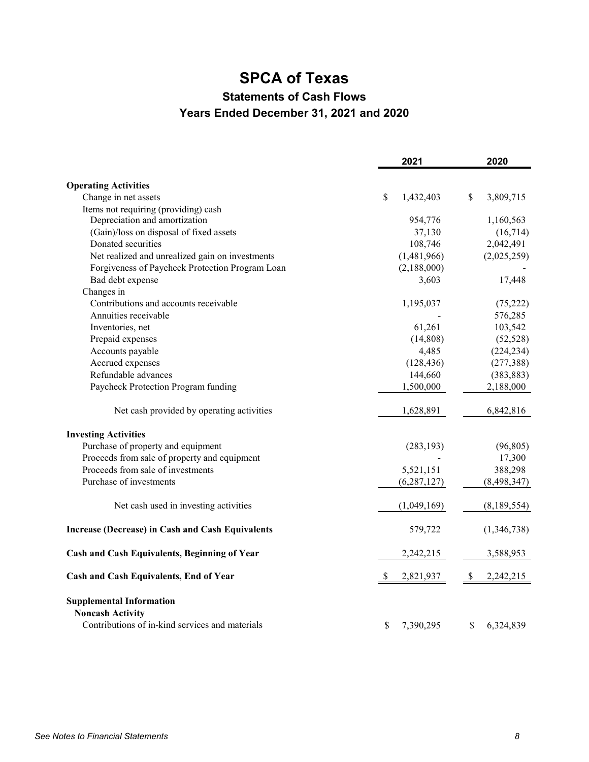# SPCA of Texas

## Statements of Cash Flows

## Years Ended December 31, 2021 and 2020

| | 2021 | 2020 |
|---|---|---|
| **Operating Activities** | | |
| Change in net assets | $ 1,432,403 | $ 3,809,715 |
| Items not requiring (providing) cash | | |
| Depreciation and amortization | 954,776 | 1,160,563 |
| (Gain)/loss on disposal of fixed assets | 37,130 | (16,714) |
| Donated securities | 108,746 | 2,042,491 |
| Net realized and unrealized gain on investments | (1,481,966) | (2,025,259) |
| Forgiveness of Paycheck Protection Program Loan | (2,188,000) | - |
| Bad debt expense | 3,603 | 17,448 |
| Changes in | | |
| Contributions and accounts receivable | 1,195,037 | (75,222) |
| Annuities receivable | - | 576,285 |
| Inventories, net | 61,261 | 103,542 |
| Prepaid expenses | (14,808) | (52,528) |
| Accounts payable | 4,485 | (224,234) |
| Accrued expenses | (128,436) | (277,388) |
| Refundable advances | 144,660 | (383,883) |
| Paycheck Protection Program funding | 1,500,000 | 2,188,000 |
| Net cash provided by operating activities | 1,628,891 | 6,842,816 |
| **Investing Activities** | | |
| Purchase of property and equipment | (283,193) | (96,805) |
| Proceeds from sale of property and equipment | - | 17,300 |
| Proceeds from sale of investments | 5,521,151 | 388,298 |
| Purchase of investments | (6,287,127) | (8,498,347) |
| Net cash used in investing activities | (1,049,169) | (8,189,554) |
| **Increase (Decrease) in Cash and Cash Equivalents** | 579,722 | (1,346,738) |
| **Cash and Cash Equivalents, Beginning of Year** | 2,242,215 | 3,588,953 |
| **Cash and Cash Equivalents, End of Year** | $ 2,821,937 | $ 2,242,215 |
| **Supplemental Information** | | |
| **Noncash Activity** | | |
| Contributions of in-kind services and materials | $ 7,390,295 | $ 6,324,839 |

*See Notes to Financial Statements*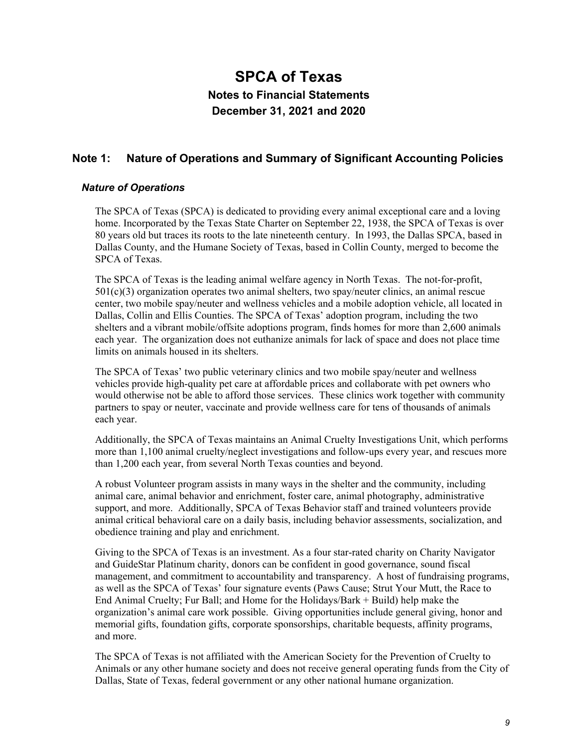# SPCA of Texas

## Notes to Financial Statements

## December 31, 2021 and 2020

## Note 1: Nature of Operations and Summary of Significant Accounting Policies

### *Nature of Operations*

The SPCA of Texas (SPCA) is dedicated to providing every animal exceptional care and a loving home. Incorporated by the Texas State Charter on September 22, 1938, the SPCA of Texas is over 80 years old but traces its roots to the late nineteenth century. In 1993, the Dallas SPCA, based in Dallas County, and the Humane Society of Texas, based in Collin County, merged to become the SPCA of Texas.

The SPCA of Texas is the leading animal welfare agency in North Texas. The not-for-profit, 501(c)(3) organization operates two animal shelters, two spay/neuter clinics, an animal rescue center, two mobile spay/neuter and wellness vehicles and a mobile adoption vehicle, all located in Dallas, Collin and Ellis Counties. The SPCA of Texas' adoption program, including the two shelters and a vibrant mobile/offsite adoptions program, finds homes for more than 2,600 animals each year. The organization does not euthanize animals for lack of space and does not place time limits on animals housed in its shelters.

The SPCA of Texas' two public veterinary clinics and two mobile spay/neuter and wellness vehicles provide high-quality pet care at affordable prices and collaborate with pet owners who would otherwise not be able to afford those services. These clinics work together with community partners to spay or neuter, vaccinate and provide wellness care for tens of thousands of animals each year.

Additionally, the SPCA of Texas maintains an Animal Cruelty Investigations Unit, which performs more than 1,100 animal cruelty/neglect investigations and follow-ups every year, and rescues more than 1,200 each year, from several North Texas counties and beyond.

A robust Volunteer program assists in many ways in the shelter and the community, including animal care, animal behavior and enrichment, foster care, animal photography, administrative support, and more. Additionally, SPCA of Texas Behavior staff and trained volunteers provide animal critical behavioral care on a daily basis, including behavior assessments, socialization, and obedience training and play and enrichment.

Giving to the SPCA of Texas is an investment. As a four star-rated charity on Charity Navigator and GuideStar Platinum charity, donors can be confident in good governance, sound fiscal management, and commitment to accountability and transparency. A host of fundraising programs, as well as the SPCA of Texas' four signature events (Paws Cause; Strut Your Mutt, the Race to End Animal Cruelty; Fur Ball; and Home for the Holidays/Bark + Build) help make the organization's animal care work possible. Giving opportunities include general giving, honor and memorial gifts, foundation gifts, corporate sponsorships, charitable bequests, affinity programs, and more.

The SPCA of Texas is not affiliated with the American Society for the Prevention of Cruelty to Animals or any other humane society and does not receive general operating funds from the City of Dallas, State of Texas, federal government or any other national humane organization.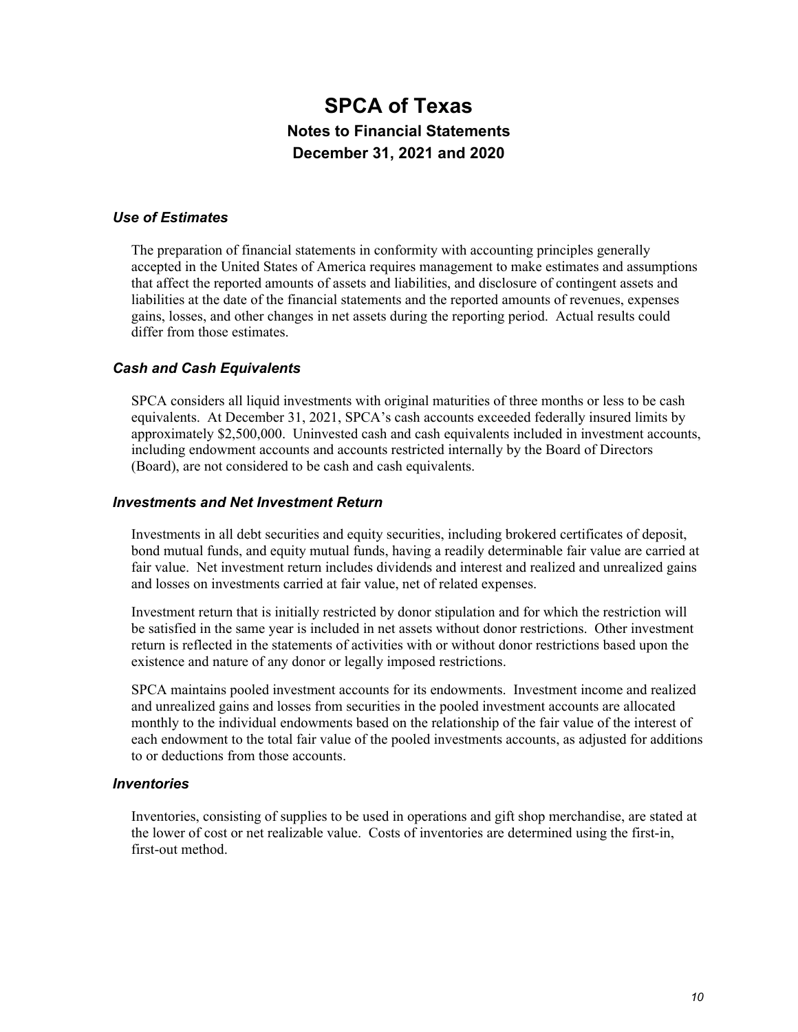# SPCA of Texas

## Notes to Financial Statements

## December 31, 2021 and 2020

### *Use of Estimates*

The preparation of financial statements in conformity with accounting principles generally accepted in the United States of America requires management to make estimates and assumptions that affect the reported amounts of assets and liabilities, and disclosure of contingent assets and liabilities at the date of the financial statements and the reported amounts of revenues, expenses gains, losses, and other changes in net assets during the reporting period. Actual results could differ from those estimates.

### *Cash and Cash Equivalents*

SPCA considers all liquid investments with original maturities of three months or less to be cash equivalents. At December 31, 2021, SPCA's cash accounts exceeded federally insured limits by approximately $2,500,000. Uninvested cash and cash equivalents included in investment accounts, including endowment accounts and accounts restricted internally by the Board of Directors (Board), are not considered to be cash and cash equivalents.

### *Investments and Net Investment Return*

Investments in all debt securities and equity securities, including brokered certificates of deposit, bond mutual funds, and equity mutual funds, having a readily determinable fair value are carried at fair value. Net investment return includes dividends and interest and realized and unrealized gains and losses on investments carried at fair value, net of related expenses.

Investment return that is initially restricted by donor stipulation and for which the restriction will be satisfied in the same year is included in net assets without donor restrictions. Other investment return is reflected in the statements of activities with or without donor restrictions based upon the existence and nature of any donor or legally imposed restrictions.

SPCA maintains pooled investment accounts for its endowments. Investment income and realized and unrealized gains and losses from securities in the pooled investment accounts are allocated monthly to the individual endowments based on the relationship of the fair value of the interest of each endowment to the total fair value of the pooled investments accounts, as adjusted for additions to or deductions from those accounts.

### *Inventories*

Inventories, consisting of supplies to be used in operations and gift shop merchandise, are stated at the lower of cost or net realizable value. Costs of inventories are determined using the first-in, first-out method.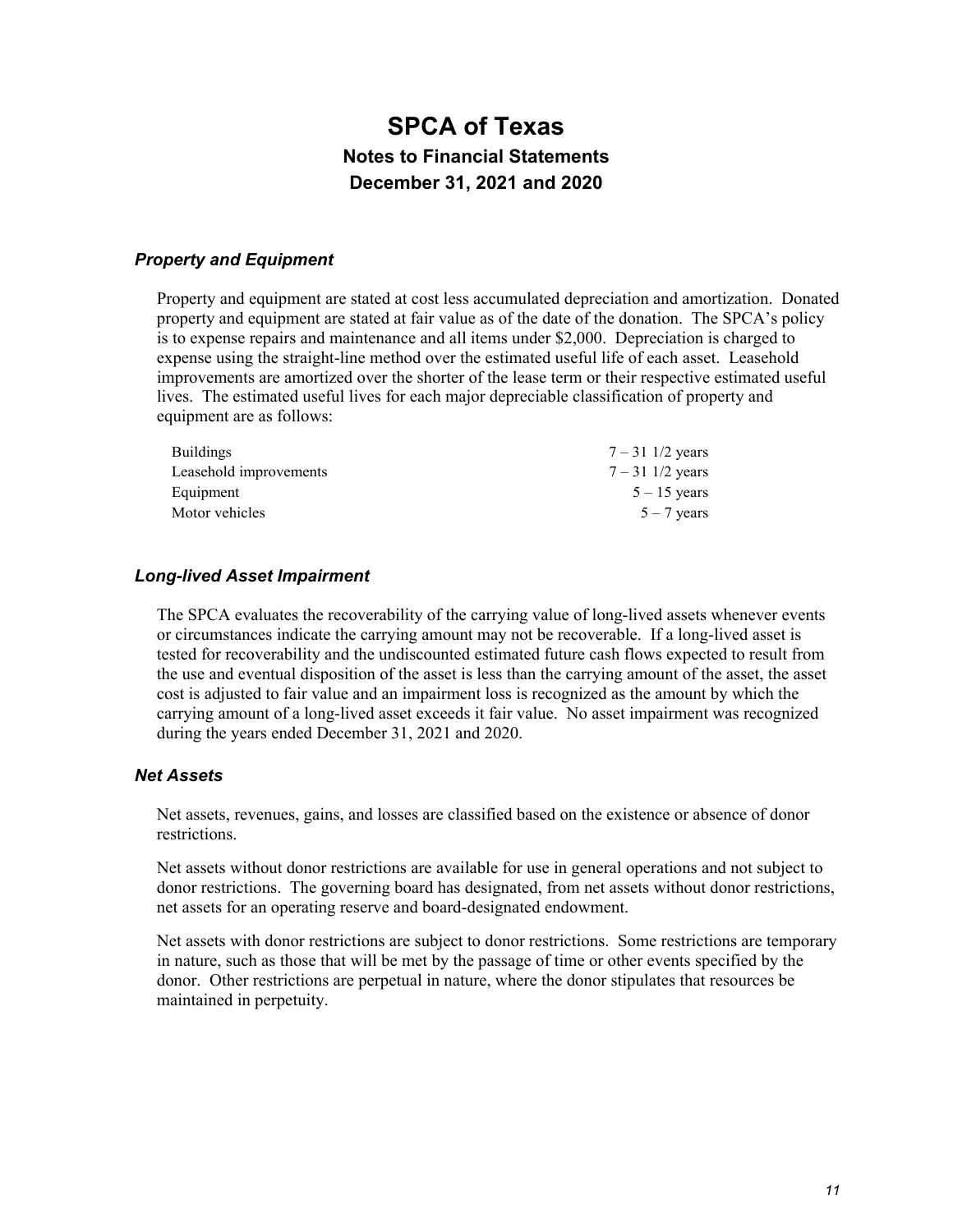# SPCA of Texas

## Notes to Financial Statements

## December 31, 2021 and 2020

### *Property and Equipment*

Property and equipment are stated at cost less accumulated depreciation and amortization. Donated property and equipment are stated at fair value as of the date of the donation. The SPCA's policy is to expense repairs and maintenance and all items under $2,000. Depreciation is charged to expense using the straight-line method over the estimated useful life of each asset. Leasehold improvements are amortized over the shorter of the lease term or their respective estimated useful lives. The estimated useful lives for each major depreciable classification of property and equipment are as follows:

| | |
|---|---|
| Buildings | 7 – 31 1/2 years |
| Leasehold improvements | 7 – 31 1/2 years |
| Equipment | 5 – 15 years |
| Motor vehicles | 5 – 7 years |

### *Long-lived Asset Impairment*

The SPCA evaluates the recoverability of the carrying value of long-lived assets whenever events or circumstances indicate the carrying amount may not be recoverable. If a long-lived asset is tested for recoverability and the undiscounted estimated future cash flows expected to result from the use and eventual disposition of the asset is less than the carrying amount of the asset, the asset cost is adjusted to fair value and an impairment loss is recognized as the amount by which the carrying amount of a long-lived asset exceeds it fair value. No asset impairment was recognized during the years ended December 31, 2021 and 2020.

### *Net Assets*

Net assets, revenues, gains, and losses are classified based on the existence or absence of donor restrictions.

Net assets without donor restrictions are available for use in general operations and not subject to donor restrictions. The governing board has designated, from net assets without donor restrictions, net assets for an operating reserve and board-designated endowment.

Net assets with donor restrictions are subject to donor restrictions. Some restrictions are temporary in nature, such as those that will be met by the passage of time or other events specified by the donor. Other restrictions are perpetual in nature, where the donor stipulates that resources be maintained in perpetuity.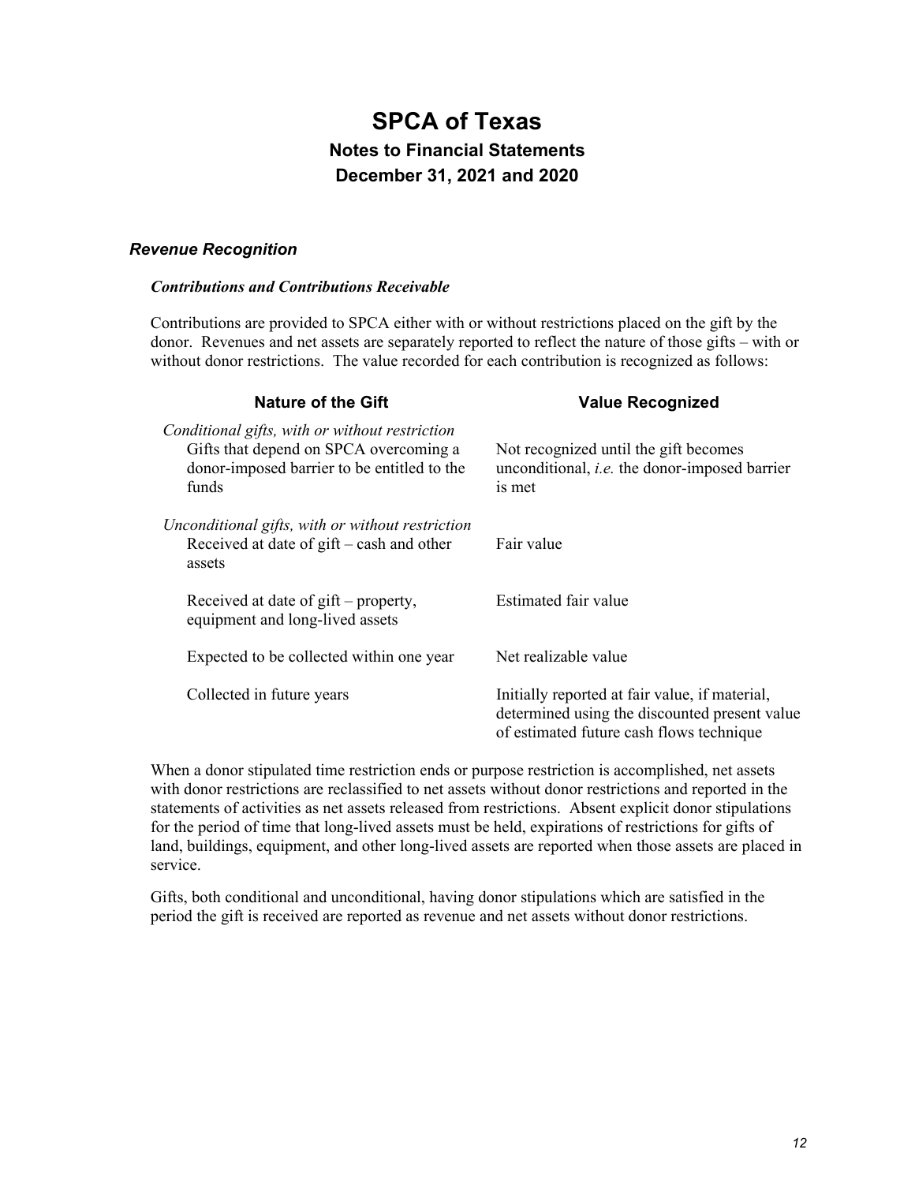# SPCA of Texas

## Notes to Financial Statements

## December 31, 2021 and 2020

### *Revenue Recognition*

#### *Contributions and Contributions Receivable*

Contributions are provided to SPCA either with or without restrictions placed on the gift by the donor. Revenues and net assets are separately reported to reflect the nature of those gifts – with or without donor restrictions. The value recorded for each contribution is recognized as follows:

| Nature of the Gift | Value Recognized |
|---|---|
| *Conditional gifts, with or without restriction* | |
| Gifts that depend on SPCA overcoming a donor-imposed barrier to be entitled to the funds | Not recognized until the gift becomes unconditional, *i.e.* the donor-imposed barrier is met |
| *Unconditional gifts, with or without restriction* | |
| Received at date of gift – cash and other assets | Fair value |
| Received at date of gift – property, equipment and long-lived assets | Estimated fair value |
| Expected to be collected within one year | Net realizable value |
| Collected in future years | Initially reported at fair value, if material, determined using the discounted present value of estimated future cash flows technique |

When a donor stipulated time restriction ends or purpose restriction is accomplished, net assets with donor restrictions are reclassified to net assets without donor restrictions and reported in the statements of activities as net assets released from restrictions. Absent explicit donor stipulations for the period of time that long-lived assets must be held, expirations of restrictions for gifts of land, buildings, equipment, and other long-lived assets are reported when those assets are placed in service.

Gifts, both conditional and unconditional, having donor stipulations which are satisfied in the period the gift is received are reported as revenue and net assets without donor restrictions.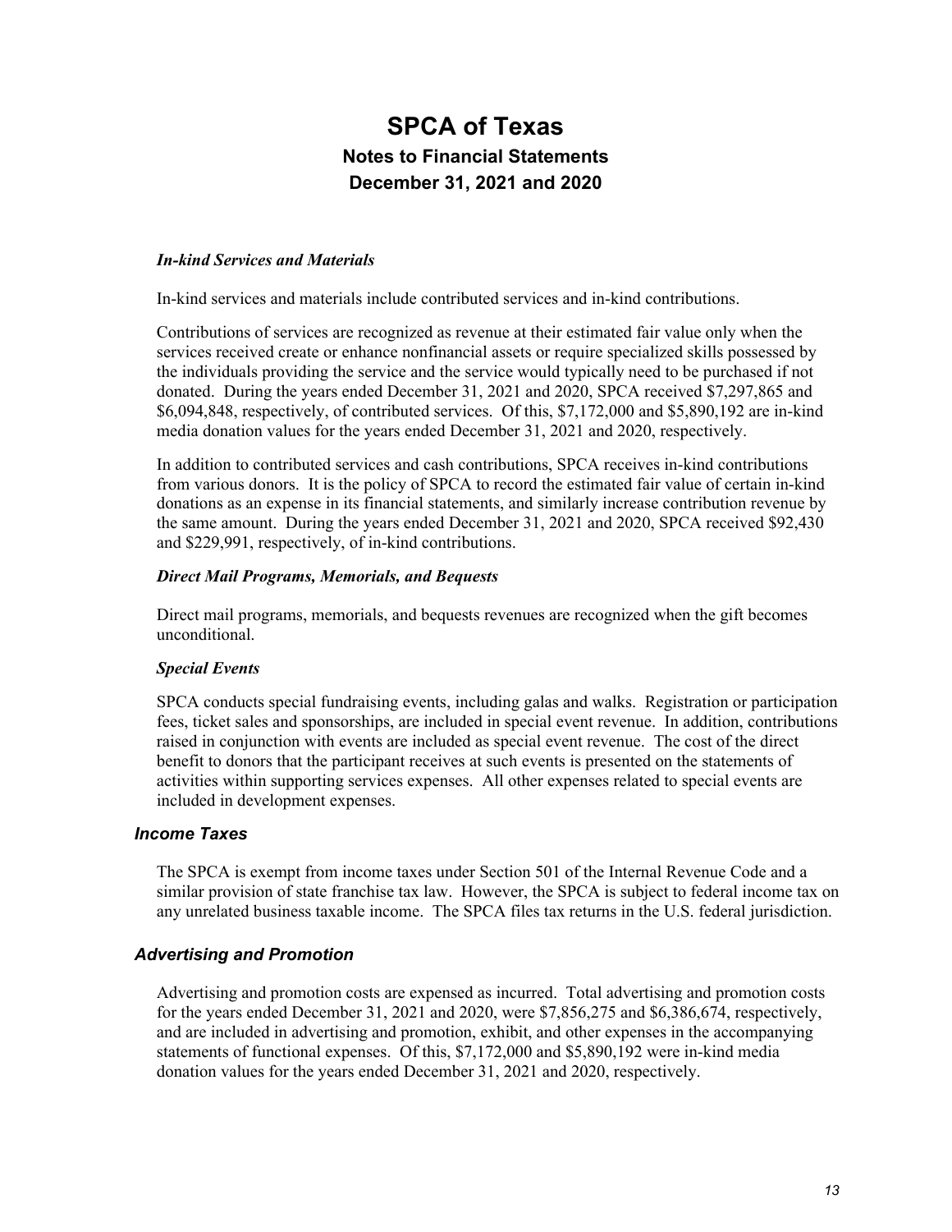# SPCA of Texas
## Notes to Financial Statements
## December 31, 2021 and 2020

#### *In-kind Services and Materials*

In-kind services and materials include contributed services and in-kind contributions.

Contributions of services are recognized as revenue at their estimated fair value only when the services received create or enhance nonfinancial assets or require specialized skills possessed by the individuals providing the service and the service would typically need to be purchased if not donated. During the years ended December 31, 2021 and 2020, SPCA received $7,297,865 and $6,094,848, respectively, of contributed services. Of this, $7,172,000 and $5,890,192 are in-kind media donation values for the years ended December 31, 2021 and 2020, respectively.

In addition to contributed services and cash contributions, SPCA receives in-kind contributions from various donors. It is the policy of SPCA to record the estimated fair value of certain in-kind donations as an expense in its financial statements, and similarly increase contribution revenue by the same amount. During the years ended December 31, 2021 and 2020, SPCA received $92,430 and $229,991, respectively, of in-kind contributions.

#### *Direct Mail Programs, Memorials, and Bequests*

Direct mail programs, memorials, and bequests revenues are recognized when the gift becomes unconditional.

#### *Special Events*

SPCA conducts special fundraising events, including galas and walks. Registration or participation fees, ticket sales and sponsorships, are included in special event revenue. In addition, contributions raised in conjunction with events are included as special event revenue. The cost of the direct benefit to donors that the participant receives at such events is presented on the statements of activities within supporting services expenses. All other expenses related to special events are included in development expenses.

### *Income Taxes*

The SPCA is exempt from income taxes under Section 501 of the Internal Revenue Code and a similar provision of state franchise tax law. However, the SPCA is subject to federal income tax on any unrelated business taxable income. The SPCA files tax returns in the U.S. federal jurisdiction.

### *Advertising and Promotion*

Advertising and promotion costs are expensed as incurred. Total advertising and promotion costs for the years ended December 31, 2021 and 2020, were $7,856,275 and $6,386,674, respectively, and are included in advertising and promotion, exhibit, and other expenses in the accompanying statements of functional expenses. Of this, $7,172,000 and $5,890,192 were in-kind media donation values for the years ended December 31, 2021 and 2020, respectively.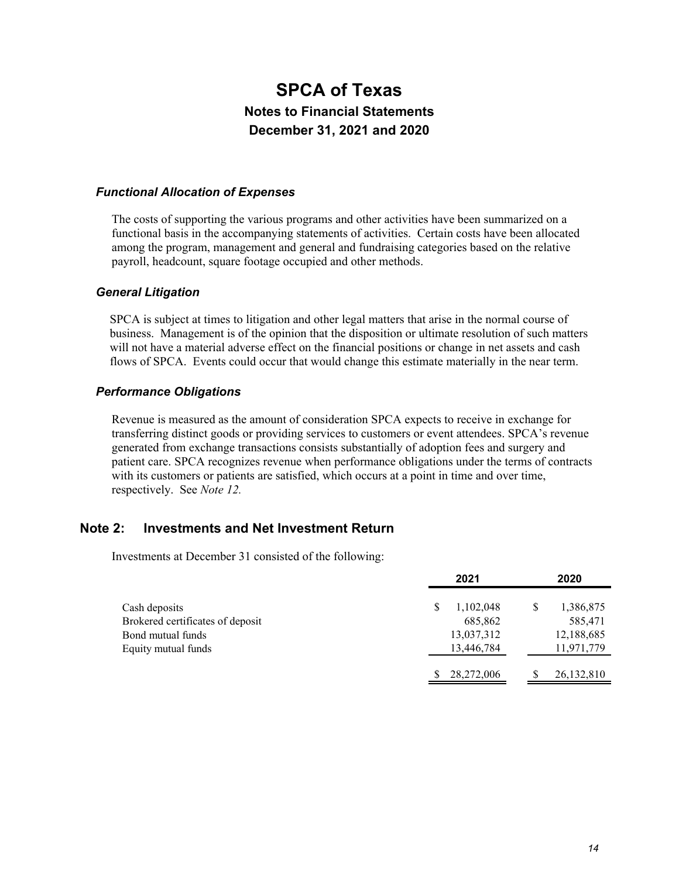# SPCA of Texas
## Notes to Financial Statements
## December 31, 2021 and 2020

### *Functional Allocation of Expenses*

The costs of supporting the various programs and other activities have been summarized on a functional basis in the accompanying statements of activities. Certain costs have been allocated among the program, management and general and fundraising categories based on the relative payroll, headcount, square footage occupied and other methods.

### *General Litigation*

SPCA is subject at times to litigation and other legal matters that arise in the normal course of business. Management is of the opinion that the disposition or ultimate resolution of such matters will not have a material adverse effect on the financial positions or change in net assets and cash flows of SPCA. Events could occur that would change this estimate materially in the near term.

### *Performance Obligations*

Revenue is measured as the amount of consideration SPCA expects to receive in exchange for transferring distinct goods or providing services to customers or event attendees. SPCA's revenue generated from exchange transactions consists substantially of adoption fees and surgery and patient care. SPCA recognizes revenue when performance obligations under the terms of contracts with its customers or patients are satisfied, which occurs at a point in time and over time, respectively. See *Note 12.*

## Note 2: Investments and Net Investment Return

Investments at December 31 consisted of the following:

| | 2021 | 2020 |
|---|---|---|
| Cash deposits | $ 1,102,048 | $ 1,386,875 |
| Brokered certificates of deposit | 685,862 | 585,471 |
| Bond mutual funds | 13,037,312 | 12,188,685 |
| Equity mutual funds | 13,446,784 | 11,971,779 |
| | $ 28,272,006 | $ 26,132,810 |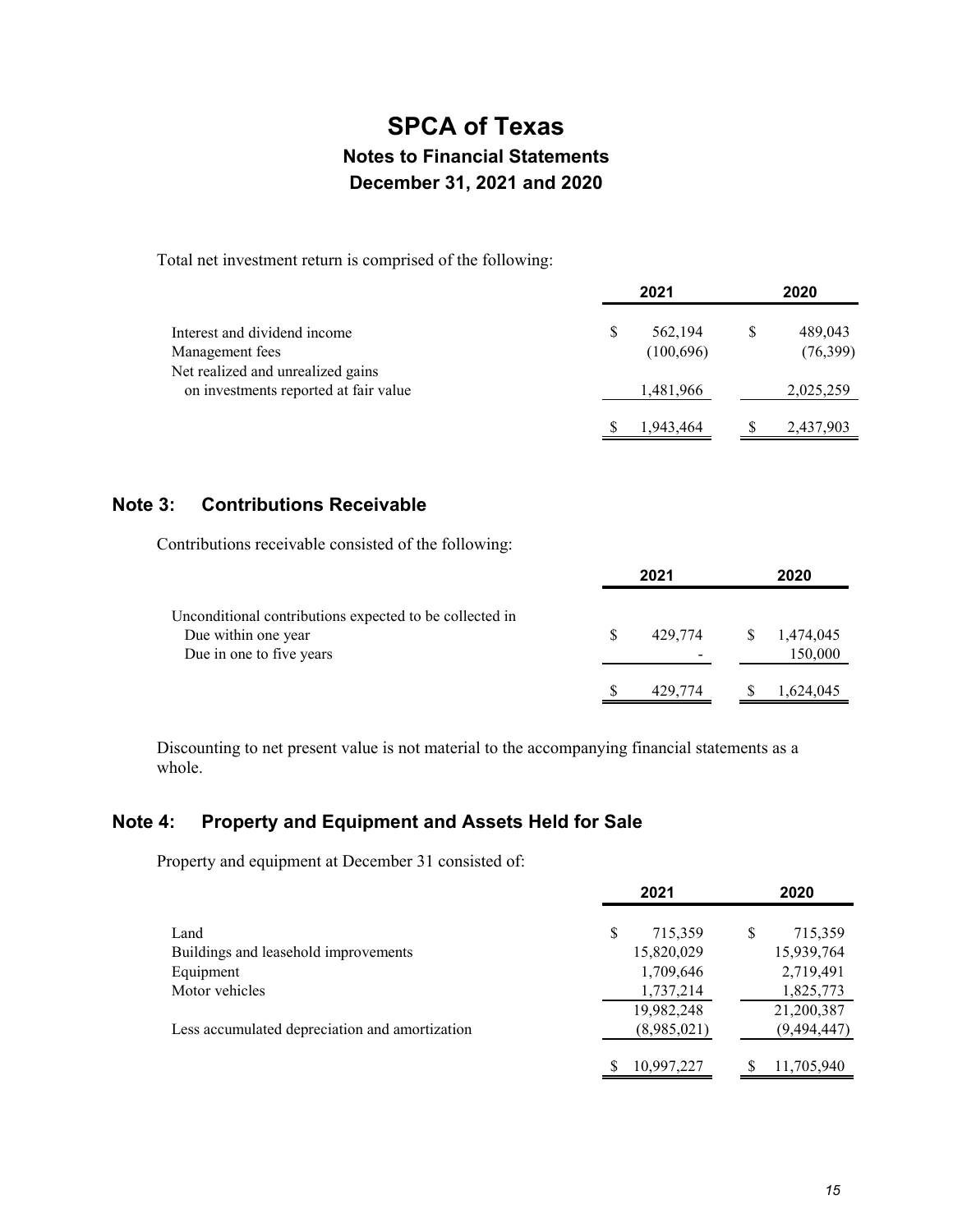Total net investment return is comprised of the following:

| | 2021 | 2020 |
|---|---|---|
| Interest and dividend income | $ 562,194 | $ 489,043 |
| Management fees | (100,696) | (76,399) |
| Net realized and unrealized gains on investments reported at fair value | 1,481,966 | 2,025,259 |
| | $ 1,943,464 | $ 2,437,903 |

## Note 3: Contributions Receivable

Contributions receivable consisted of the following:

| | 2021 | 2020 |
|---|---|---|
| Unconditional contributions expected to be collected in | | |
| Due within one year | $ 429,774 | $ 1,474,045 |
| Due in one to five years | - | 150,000 |
| | $ 429,774 | $ 1,624,045 |

Discounting to net present value is not material to the accompanying financial statements as a whole.

## Note 4: Property and Equipment and Assets Held for Sale

Property and equipment at December 31 consisted of:

| | 2021 | 2020 |
|---|---|---|
| Land | $ 715,359 | $ 715,359 |
| Buildings and leasehold improvements | 15,820,029 | 15,939,764 |
| Equipment | 1,709,646 | 2,719,491 |
| Motor vehicles | 1,737,214 | 1,825,773 |
| | 19,982,248 | 21,200,387 |
| Less accumulated depreciation and amortization | (8,985,021) | (9,494,447) |
| | $ 10,997,227 | $ 11,705,940 |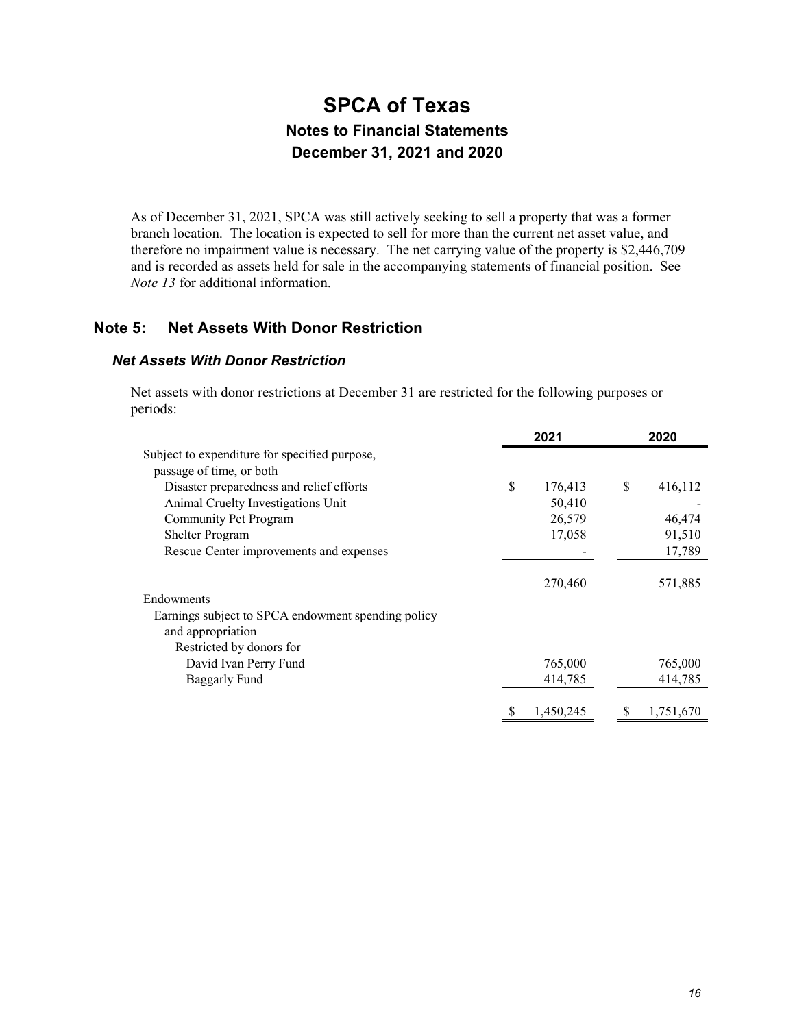# SPCA of Texas
## Notes to Financial Statements
## December 31, 2021 and 2020

As of December 31, 2021, SPCA was still actively seeking to sell a property that was a former branch location. The location is expected to sell for more than the current net asset value, and therefore no impairment value is necessary. The net carrying value of the property is $2,446,709 and is recorded as assets held for sale in the accompanying statements of financial position. See *Note 13* for additional information.

## Note 5: Net Assets With Donor Restriction

### *Net Assets With Donor Restriction*

Net assets with donor restrictions at December 31 are restricted for the following purposes or periods:

| | 2021 | 2020 |
|---|---|---|
| Subject to expenditure for specified purpose, passage of time, or both | | |
| Disaster preparedness and relief efforts | $ 176,413 | $ 416,112 |
| Animal Cruelty Investigations Unit | 50,410 | - |
| Community Pet Program | 26,579 | 46,474 |
| Shelter Program | 17,058 | 91,510 |
| Rescue Center improvements and expenses | - | 17,789 |
| | 270,460 | 571,885 |
| Endowments | | |
| Earnings subject to SPCA endowment spending policy and appropriation | | |
| Restricted by donors for | | |
| David Ivan Perry Fund | 765,000 | 765,000 |
| Baggarly Fund | 414,785 | 414,785 |
| | $ 1,450,245 | $ 1,751,670 |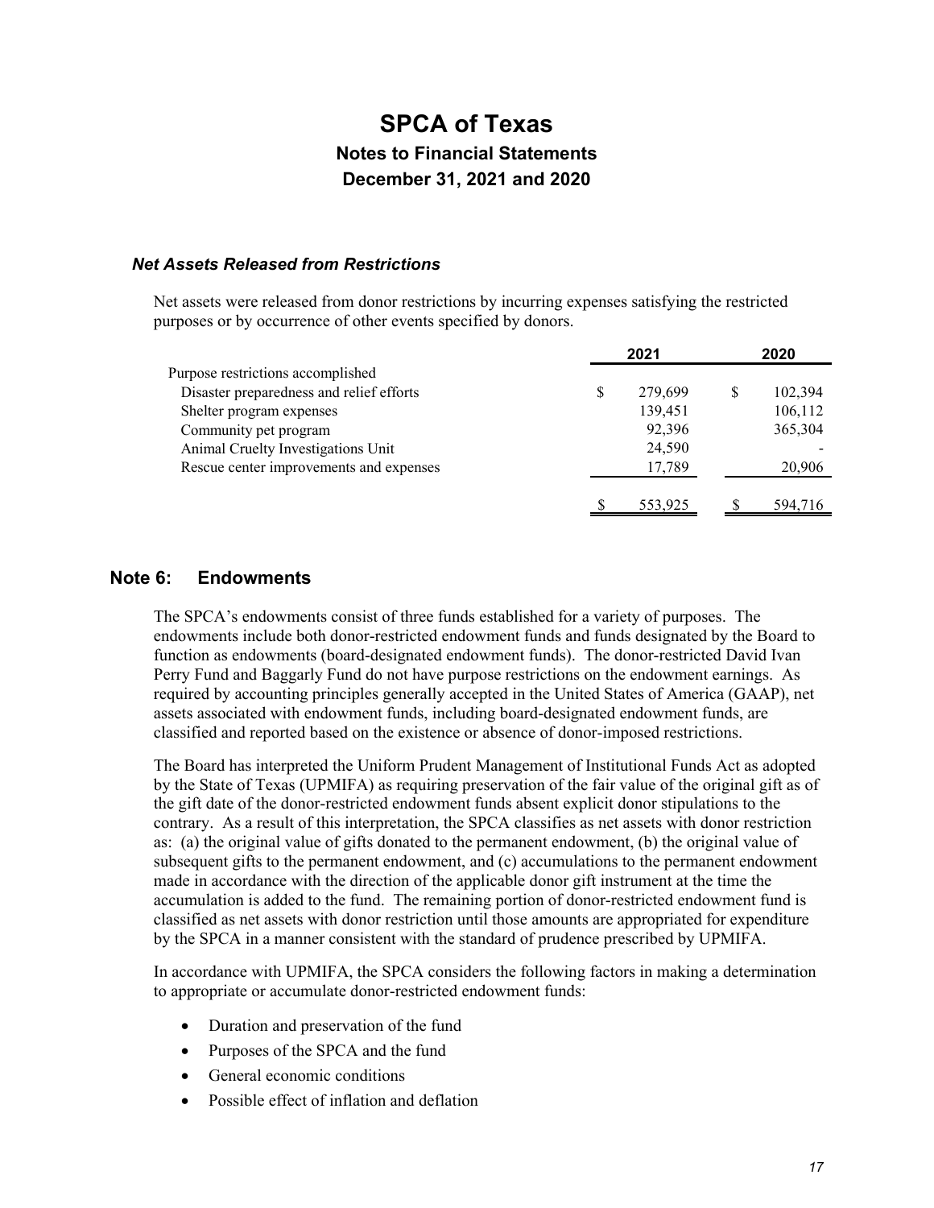### *Net Assets Released from Restrictions*

Net assets were released from donor restrictions by incurring expenses satisfying the restricted purposes or by occurrence of other events specified by donors.

| | 2021 | 2020 |
|---|---|---|
| Purpose restrictions accomplished | | |
| Disaster preparedness and relief efforts | $ 279,699 | $ 102,394 |
| Shelter program expenses | 139,451 | 106,112 |
| Community pet program | 92,396 | 365,304 |
| Animal Cruelty Investigations Unit | 24,590 | - |
| Rescue center improvements and expenses | 17,789 | 20,906 |
| | $ 553,925 | $ 594,716 |

## Note 6: Endowments

The SPCA's endowments consist of three funds established for a variety of purposes. The endowments include both donor-restricted endowment funds and funds designated by the Board to function as endowments (board-designated endowment funds). The donor-restricted David Ivan Perry Fund and Baggarly Fund do not have purpose restrictions on the endowment earnings. As required by accounting principles generally accepted in the United States of America (GAAP), net assets associated with endowment funds, including board-designated endowment funds, are classified and reported based on the existence or absence of donor-imposed restrictions.

The Board has interpreted the Uniform Prudent Management of Institutional Funds Act as adopted by the State of Texas (UPMIFA) as requiring preservation of the fair value of the original gift as of the gift date of the donor-restricted endowment funds absent explicit donor stipulations to the contrary. As a result of this interpretation, the SPCA classifies as net assets with donor restriction as: (a) the original value of gifts donated to the permanent endowment, (b) the original value of subsequent gifts to the permanent endowment, and (c) accumulations to the permanent endowment made in accordance with the direction of the applicable donor gift instrument at the time the accumulation is added to the fund. The remaining portion of donor-restricted endowment fund is classified as net assets with donor restriction until those amounts are appropriated for expenditure by the SPCA in a manner consistent with the standard of prudence prescribed by UPMIFA.

In accordance with UPMIFA, the SPCA considers the following factors in making a determination to appropriate or accumulate donor-restricted endowment funds:

- Duration and preservation of the fund
- Purposes of the SPCA and the fund
- General economic conditions
- Possible effect of inflation and deflation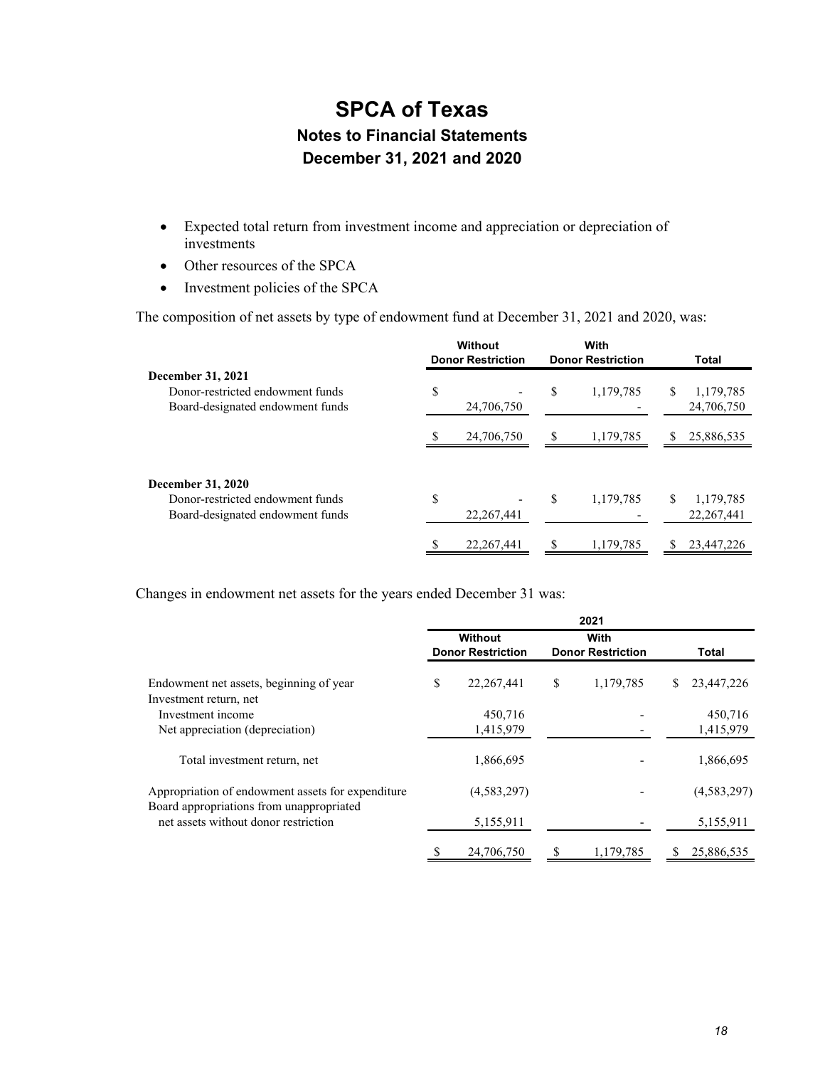# SPCA of Texas

## Notes to Financial Statements

## December 31, 2021 and 2020

- Expected total return from investment income and appreciation or depreciation of investments
- Other resources of the SPCA
- Investment policies of the SPCA

The composition of net assets by type of endowment fund at December 31, 2021 and 2020, was:

| | Without Donor Restriction | With Donor Restriction | Total |
|---|---|---|---|
| **December 31, 2021** | | | |
| Donor-restricted endowment funds | $ - | $ 1,179,785 | $ 1,179,785 |
| Board-designated endowment funds | 24,706,750 | - | 24,706,750 |
| | $ 24,706,750 | $ 1,179,785 | $ 25,886,535 |
| **December 31, 2020** | | | |
| Donor-restricted endowment funds | $ - | $ 1,179,785 | $ 1,179,785 |
| Board-designated endowment funds | 22,267,441 | - | 22,267,441 |
| | $ 22,267,441 | $ 1,179,785 | $ 23,447,226 |

Changes in endowment net assets for the years ended December 31 was:

| | 2021 | | |
|---|---|---|---|
| | Without Donor Restriction | With Donor Restriction | Total |
| Endowment net assets, beginning of year | $ 22,267,441 | $ 1,179,785 | $ 23,447,226 |
| Investment return, net | | | |
| Investment income | 450,716 | - | 450,716 |
| Net appreciation (depreciation) | 1,415,979 | - | 1,415,979 |
| Total investment return, net | 1,866,695 | - | 1,866,695 |
| Appropriation of endowment assets for expenditure | (4,583,297) | - | (4,583,297) |
| Board appropriations from unappropriated net assets without donor restriction | 5,155,911 | - | 5,155,911 |
| | $ 24,706,750 | $ 1,179,785 | $ 25,886,535 |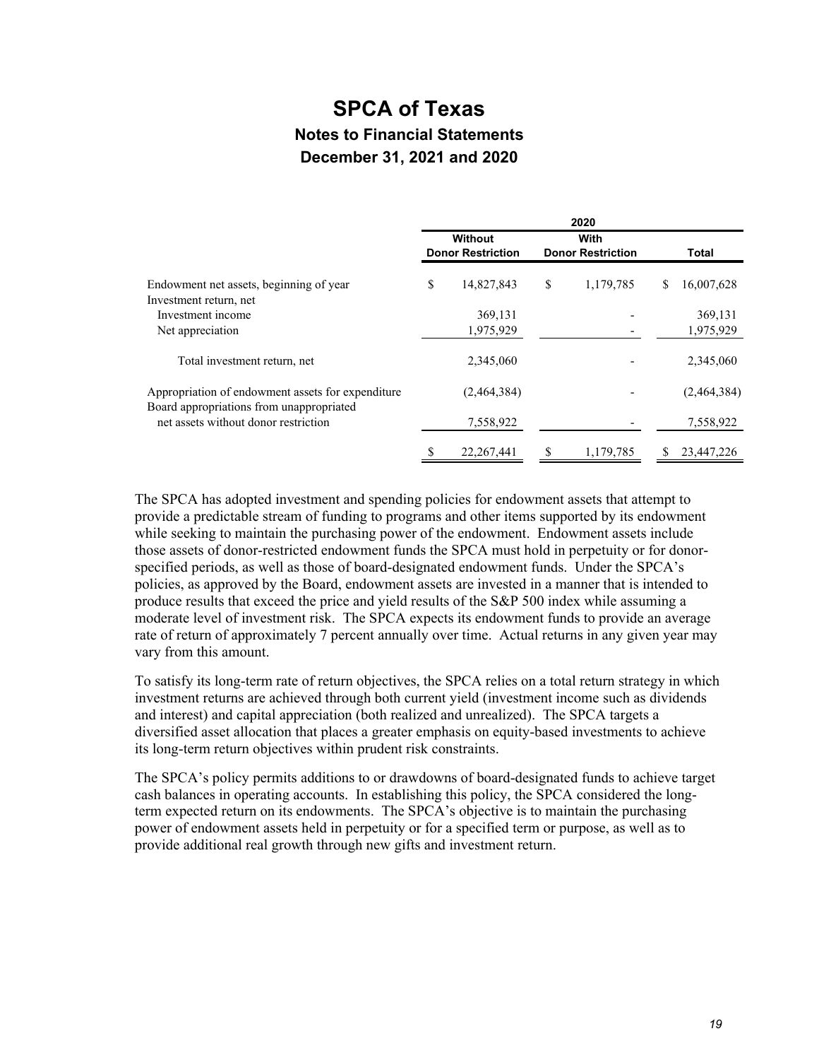# SPCA of Texas

## Notes to Financial Statements

## December 31, 2021 and 2020

| | 2020 | | |
|---|---|---|---|
| | Without Donor Restriction | With Donor Restriction | Total |
| Endowment net assets, beginning of year | $ 14,827,843 | $ 1,179,785 | $ 16,007,628 |
| Investment return, net | | | |
| Investment income | 369,131 | - | 369,131 |
| Net appreciation | 1,975,929 | - | 1,975,929 |
| Total investment return, net | 2,345,060 | - | 2,345,060 |
| Appropriation of endowment assets for expenditure | (2,464,384) | - | (2,464,384) |
| Board appropriations from unappropriated net assets without donor restriction | 7,558,922 | - | 7,558,922 |
| | $ 22,267,441 | $ 1,179,785 | $ 23,447,226 |

The SPCA has adopted investment and spending policies for endowment assets that attempt to provide a predictable stream of funding to programs and other items supported by its endowment while seeking to maintain the purchasing power of the endowment. Endowment assets include those assets of donor-restricted endowment funds the SPCA must hold in perpetuity or for donor-specified periods, as well as those of board-designated endowment funds. Under the SPCA's policies, as approved by the Board, endowment assets are invested in a manner that is intended to produce results that exceed the price and yield results of the S&P 500 index while assuming a moderate level of investment risk. The SPCA expects its endowment funds to provide an average rate of return of approximately 7 percent annually over time. Actual returns in any given year may vary from this amount.

To satisfy its long-term rate of return objectives, the SPCA relies on a total return strategy in which investment returns are achieved through both current yield (investment income such as dividends and interest) and capital appreciation (both realized and unrealized). The SPCA targets a diversified asset allocation that places a greater emphasis on equity-based investments to achieve its long-term return objectives within prudent risk constraints.

The SPCA's policy permits additions to or drawdowns of board-designated funds to achieve target cash balances in operating accounts. In establishing this policy, the SPCA considered the long-term expected return on its endowments. The SPCA's objective is to maintain the purchasing power of endowment assets held in perpetuity or for a specified term or purpose, as well as to provide additional real growth through new gifts and investment return.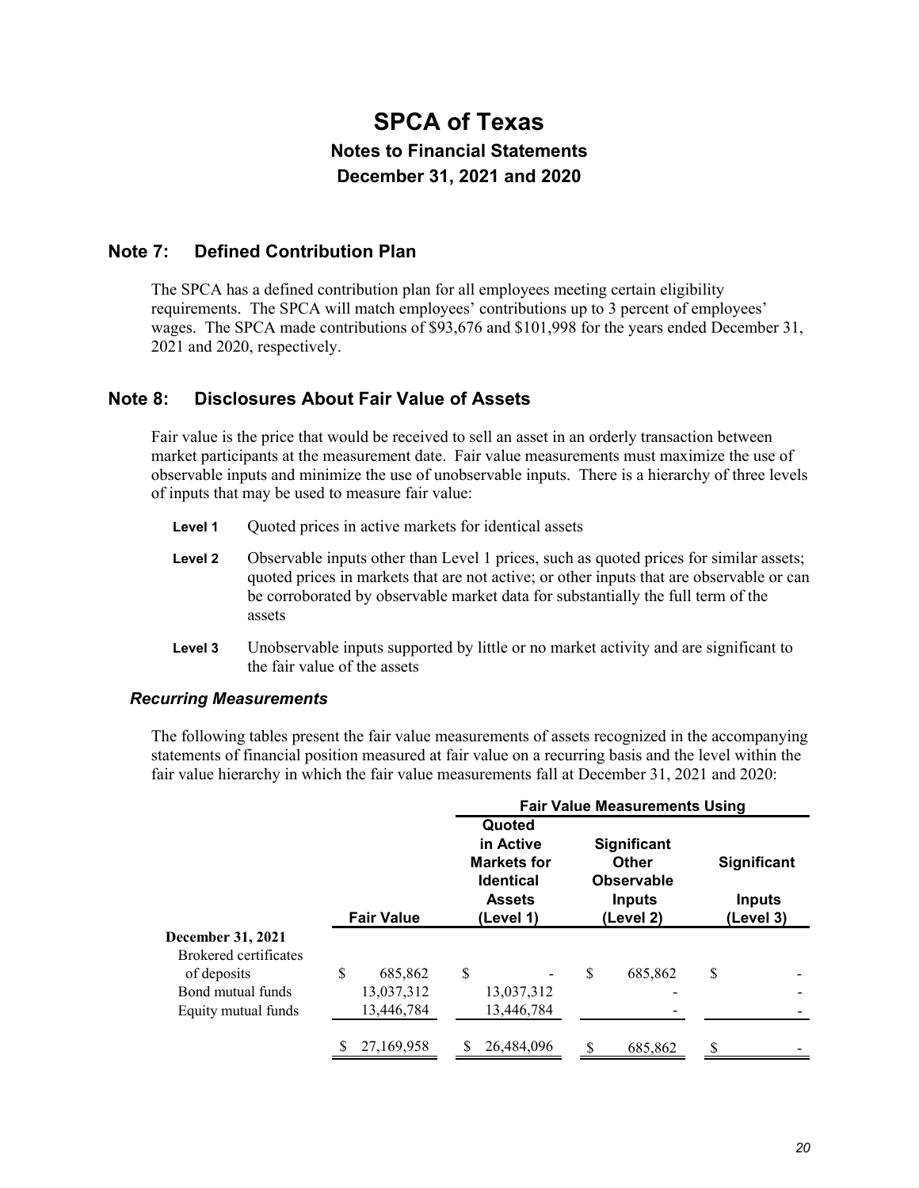# SPCA of Texas

## Notes to Financial Statements

## December 31, 2021 and 2020

## Note 7: Defined Contribution Plan

The SPCA has a defined contribution plan for all employees meeting certain eligibility requirements. The SPCA will match employees' contributions up to 3 percent of employees' wages. The SPCA made contributions of $93,676 and $101,998 for the years ended December 31, 2021 and 2020, respectively.

## Note 8: Disclosures About Fair Value of Assets

Fair value is the price that would be received to sell an asset in an orderly transaction between market participants at the measurement date. Fair value measurements must maximize the use of observable inputs and minimize the use of unobservable inputs. There is a hierarchy of three levels of inputs that may be used to measure fair value:

**Level 1** Quoted prices in active markets for identical assets

**Level 2** Observable inputs other than Level 1 prices, such as quoted prices for similar assets; quoted prices in markets that are not active; or other inputs that are observable or can be corroborated by observable market data for substantially the full term of the assets

**Level 3** Unobservable inputs supported by little or no market activity and are significant to the fair value of the assets

### *Recurring Measurements*

The following tables present the fair value measurements of assets recognized in the accompanying statements of financial position measured at fair value on a recurring basis and the level within the fair value hierarchy in which the fair value measurements fall at December 31, 2021 and 2020:

| | | Fair Value Measurements Using | | |
|---|---|---|---|---|
| | Fair Value | Quoted in Active Markets for Identical Assets (Level 1) | Significant Other Observable Inputs (Level 2) | Significant Inputs (Level 3) |
| **December 31, 2021** | | | | |
| Brokered certificates of deposits | $ 685,862 | $ - | $ 685,862 | $ - |
| Bond mutual funds | 13,037,312 | 13,037,312 | - | - |
| Equity mutual funds | 13,446,784 | 13,446,784 | - | - |
| | $ 27,169,958 | $ 26,484,096 | $ 685,862 | $ - |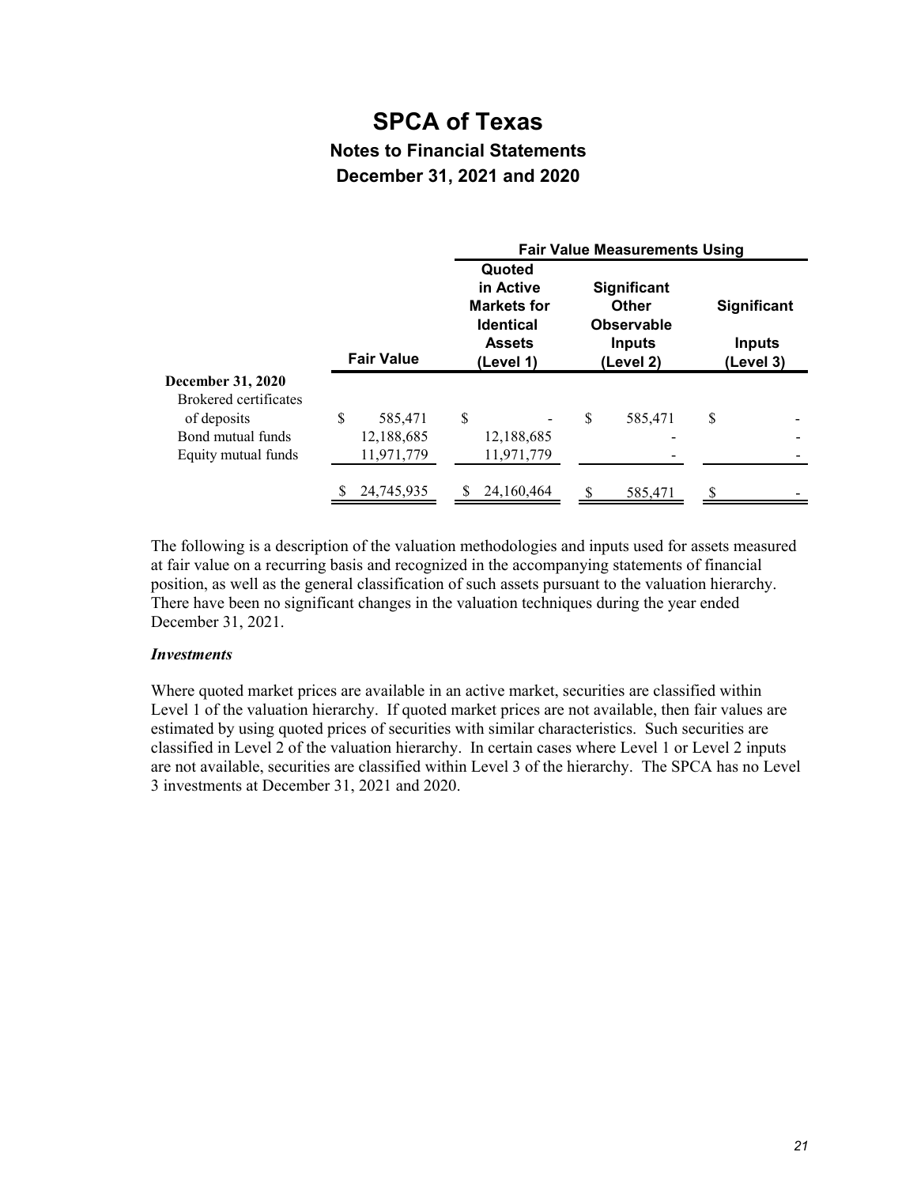# SPCA of Texas

## Notes to Financial Statements

## December 31, 2021 and 2020

| | | Fair Value Measurements Using | | |
|---|---|---|---|---|
| | Fair Value | Quoted in Active Markets for Identical Assets (Level 1) | Significant Other Observable Inputs (Level 2) | Significant Inputs (Level 3) |
| **December 31, 2020** | | | | |
| Brokered certificates of deposits | $ 585,471 | $ - | $ 585,471 | $ - |
| Bond mutual funds | 12,188,685 | 12,188,685 | - | - |
| Equity mutual funds | 11,971,779 | 11,971,779 | - | - |
| | $ 24,745,935 | $ 24,160,464 | $ 585,471 | $ - |

The following is a description of the valuation methodologies and inputs used for assets measured at fair value on a recurring basis and recognized in the accompanying statements of financial position, as well as the general classification of such assets pursuant to the valuation hierarchy. There have been no significant changes in the valuation techniques during the year ended December 31, 2021.

***Investments***

Where quoted market prices are available in an active market, securities are classified within Level 1 of the valuation hierarchy. If quoted market prices are not available, then fair values are estimated by using quoted prices of securities with similar characteristics. Such securities are classified in Level 2 of the valuation hierarchy. In certain cases where Level 1 or Level 2 inputs are not available, securities are classified within Level 3 of the hierarchy. The SPCA has no Level 3 investments at December 31, 2021 and 2020.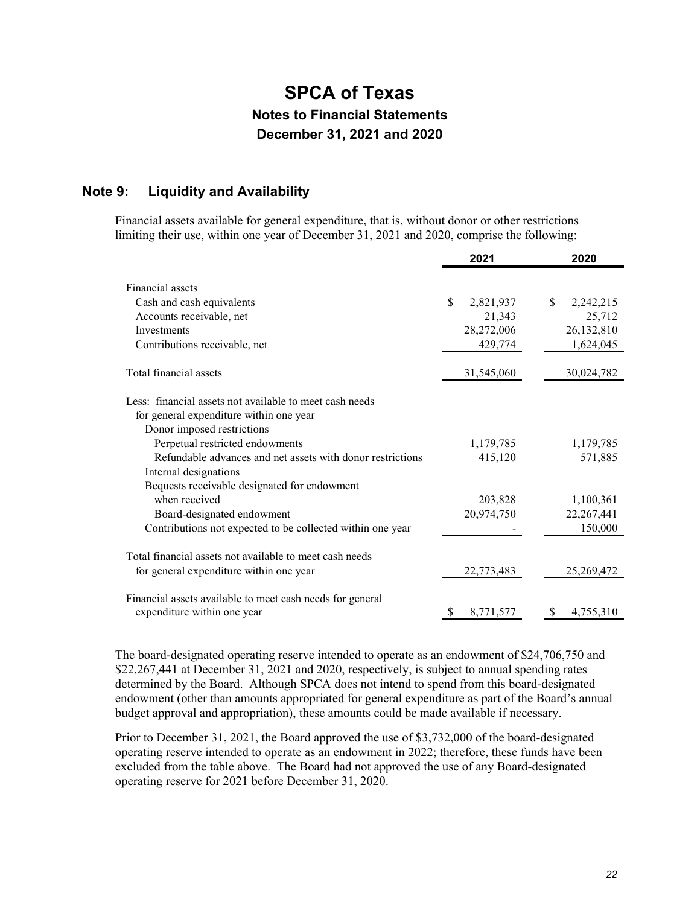# SPCA of Texas

## Notes to Financial Statements

## December 31, 2021 and 2020

### Note 9: Liquidity and Availability

Financial assets available for general expenditure, that is, without donor or other restrictions limiting their use, within one year of December 31, 2021 and 2020, comprise the following:

| | 2021 | 2020 |
|---|---|---|
| Financial assets | | |
| Cash and cash equivalents | $ 2,821,937 | $ 2,242,215 |
| Accounts receivable, net | 21,343 | 25,712 |
| Investments | 28,272,006 | 26,132,810 |
| Contributions receivable, net | 429,774 | 1,624,045 |
| Total financial assets | 31,545,060 | 30,024,782 |
| Less: financial assets not available to meet cash needs for general expenditure within one year | | |
| Donor imposed restrictions | | |
| Perpetual restricted endowments | 1,179,785 | 1,179,785 |
| Refundable advances and net assets with donor restrictions | 415,120 | 571,885 |
| Internal designations | | |
| Bequests receivable designated for endowment when received | 203,828 | 1,100,361 |
| Board-designated endowment | 20,974,750 | 22,267,441 |
| Contributions not expected to be collected within one year | - | 150,000 |
| Total financial assets not available to meet cash needs for general expenditure within one year | 22,773,483 | 25,269,472 |
| Financial assets available to meet cash needs for general expenditure within one year | $ 8,771,577 | $ 4,755,310 |

The board-designated operating reserve intended to operate as an endowment of $24,706,750 and $22,267,441 at December 31, 2021 and 2020, respectively, is subject to annual spending rates determined by the Board. Although SPCA does not intend to spend from this board-designated endowment (other than amounts appropriated for general expenditure as part of the Board's annual budget approval and appropriation), these amounts could be made available if necessary.

Prior to December 31, 2021, the Board approved the use of $3,732,000 of the board-designated operating reserve intended to operate as an endowment in 2022; therefore, these funds have been excluded from the table above. The Board had not approved the use of any Board-designated operating reserve for 2021 before December 31, 2020.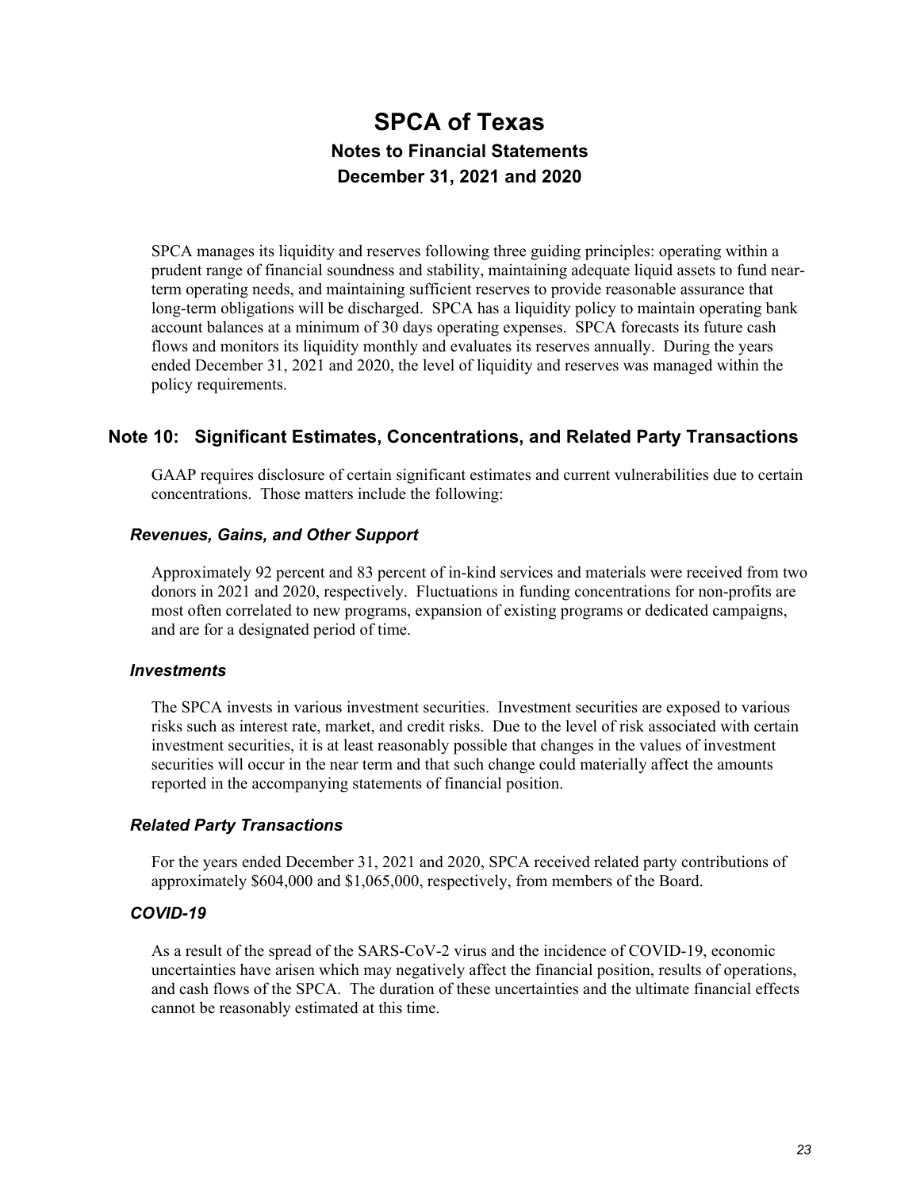SPCA manages its liquidity and reserves following three guiding principles: operating within a prudent range of financial soundness and stability, maintaining adequate liquid assets to fund near-term operating needs, and maintaining sufficient reserves to provide reasonable assurance that long-term obligations will be discharged. SPCA has a liquidity policy to maintain operating bank account balances at a minimum of 30 days operating expenses. SPCA forecasts its future cash flows and monitors its liquidity monthly and evaluates its reserves annually. During the years ended December 31, 2021 and 2020, the level of liquidity and reserves was managed within the policy requirements.

## Note 10: Significant Estimates, Concentrations, and Related Party Transactions

GAAP requires disclosure of certain significant estimates and current vulnerabilities due to certain concentrations. Those matters include the following:

### *Revenues, Gains, and Other Support*

Approximately 92 percent and 83 percent of in-kind services and materials were received from two donors in 2021 and 2020, respectively. Fluctuations in funding concentrations for non-profits are most often correlated to new programs, expansion of existing programs or dedicated campaigns, and are for a designated period of time.

### *Investments*

The SPCA invests in various investment securities. Investment securities are exposed to various risks such as interest rate, market, and credit risks. Due to the level of risk associated with certain investment securities, it is at least reasonably possible that changes in the values of investment securities will occur in the near term and that such change could materially affect the amounts reported in the accompanying statements of financial position.

### *Related Party Transactions*

For the years ended December 31, 2021 and 2020, SPCA received related party contributions of approximately $604,000 and $1,065,000, respectively, from members of the Board.

### *COVID-19*

As a result of the spread of the SARS-CoV-2 virus and the incidence of COVID-19, economic uncertainties have arisen which may negatively affect the financial position, results of operations, and cash flows of the SPCA. The duration of these uncertainties and the ultimate financial effects cannot be reasonably estimated at this time.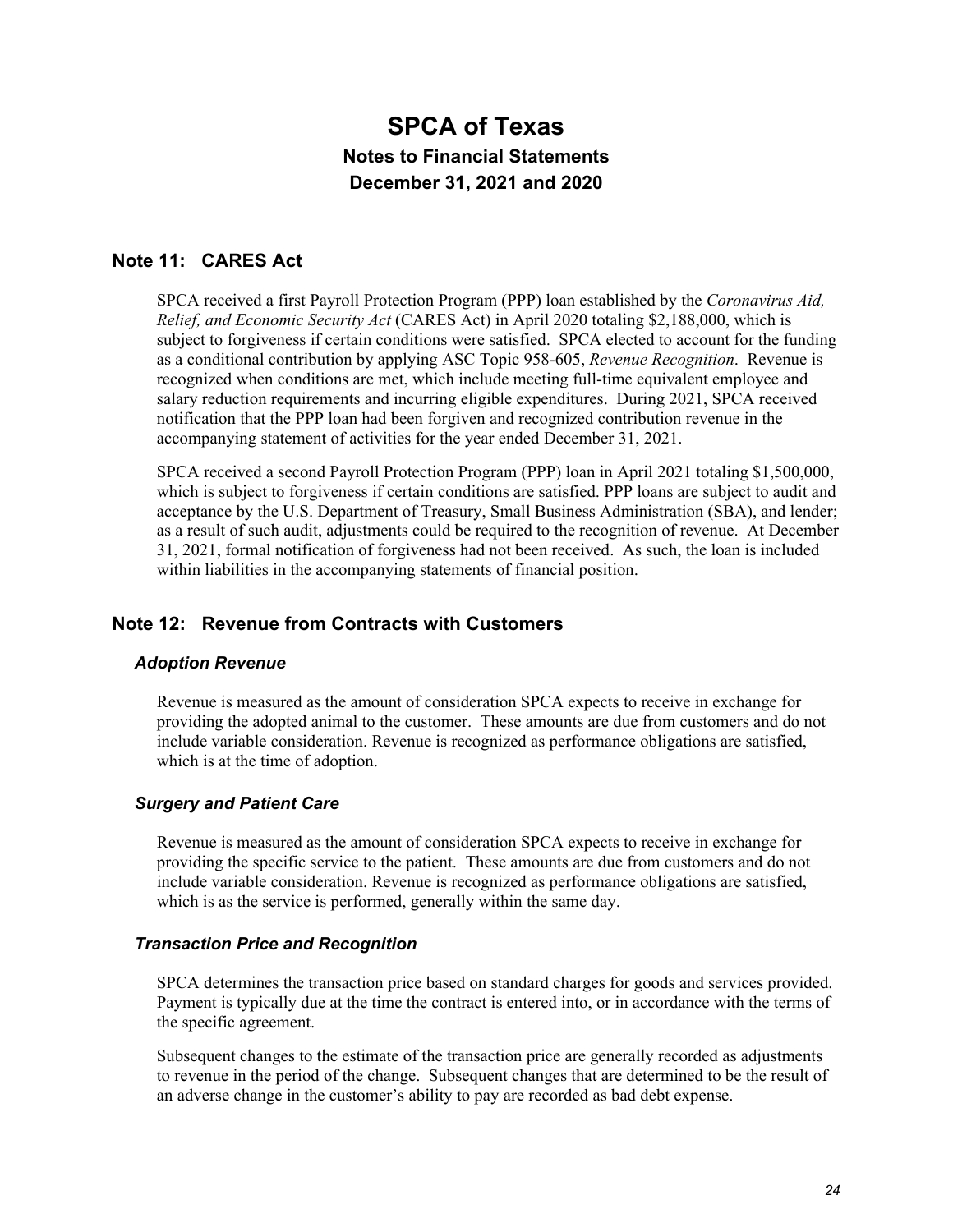# SPCA of Texas

## Notes to Financial Statements

## December 31, 2021 and 2020

## Note 11: CARES Act

SPCA received a first Payroll Protection Program (PPP) loan established by the *Coronavirus Aid, Relief, and Economic Security Act* (CARES Act) in April 2020 totaling $2,188,000, which is subject to forgiveness if certain conditions were satisfied. SPCA elected to account for the funding as a conditional contribution by applying ASC Topic 958-605, *Revenue Recognition*. Revenue is recognized when conditions are met, which include meeting full-time equivalent employee and salary reduction requirements and incurring eligible expenditures. During 2021, SPCA received notification that the PPP loan had been forgiven and recognized contribution revenue in the accompanying statement of activities for the year ended December 31, 2021.

SPCA received a second Payroll Protection Program (PPP) loan in April 2021 totaling $1,500,000, which is subject to forgiveness if certain conditions are satisfied. PPP loans are subject to audit and acceptance by the U.S. Department of Treasury, Small Business Administration (SBA), and lender; as a result of such audit, adjustments could be required to the recognition of revenue. At December 31, 2021, formal notification of forgiveness had not been received. As such, the loan is included within liabilities in the accompanying statements of financial position.

## Note 12: Revenue from Contracts with Customers

### *Adoption Revenue*

Revenue is measured as the amount of consideration SPCA expects to receive in exchange for providing the adopted animal to the customer. These amounts are due from customers and do not include variable consideration. Revenue is recognized as performance obligations are satisfied, which is at the time of adoption.

### *Surgery and Patient Care*

Revenue is measured as the amount of consideration SPCA expects to receive in exchange for providing the specific service to the patient. These amounts are due from customers and do not include variable consideration. Revenue is recognized as performance obligations are satisfied, which is as the service is performed, generally within the same day.

### *Transaction Price and Recognition*

SPCA determines the transaction price based on standard charges for goods and services provided. Payment is typically due at the time the contract is entered into, or in accordance with the terms of the specific agreement.

Subsequent changes to the estimate of the transaction price are generally recorded as adjustments to revenue in the period of the change. Subsequent changes that are determined to be the result of an adverse change in the customer's ability to pay are recorded as bad debt expense.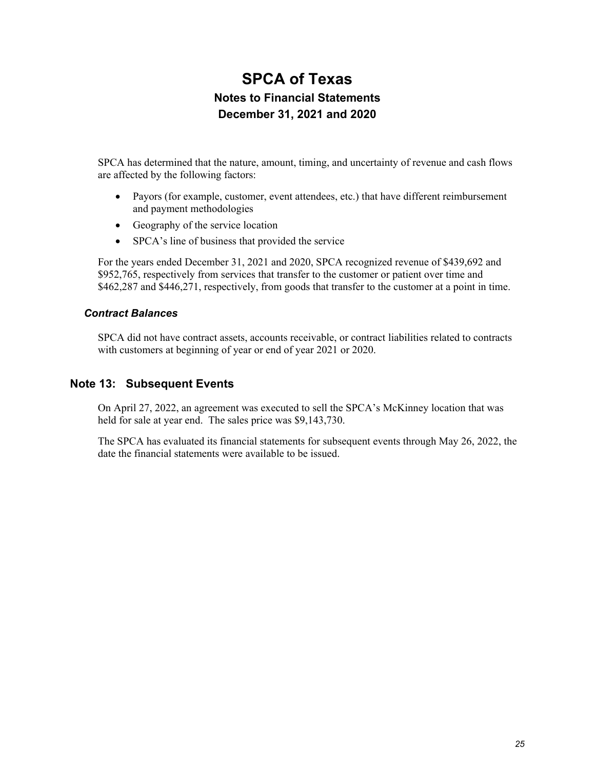# SPCA of Texas
## Notes to Financial Statements
## December 31, 2021 and 2020

SPCA has determined that the nature, amount, timing, and uncertainty of revenue and cash flows are affected by the following factors:

- Payors (for example, customer, event attendees, etc.) that have different reimbursement and payment methodologies
- Geography of the service location
- SPCA's line of business that provided the service

For the years ended December 31, 2021 and 2020, SPCA recognized revenue of $439,692 and $952,765, respectively from services that transfer to the customer or patient over time and $462,287 and $446,271, respectively, from goods that transfer to the customer at a point in time.

### *Contract Balances*

SPCA did not have contract assets, accounts receivable, or contract liabilities related to contracts with customers at beginning of year or end of year 2021 or 2020.

## Note 13: Subsequent Events

On April 27, 2022, an agreement was executed to sell the SPCA's McKinney location that was held for sale at year end. The sales price was $9,143,730.

The SPCA has evaluated its financial statements for subsequent events through May 26, 2022, the date the financial statements were available to be issued.